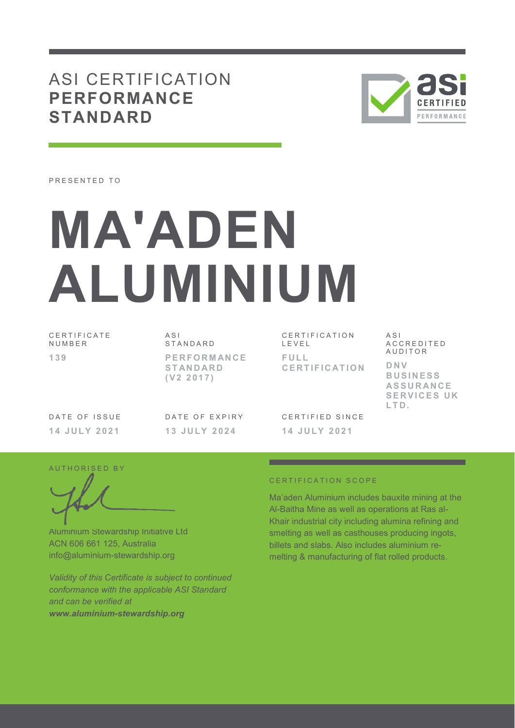# ASI CERTIFICATION **PERFORMANCE STANDARD**

PRESENTED TO

# MA'ADEN ALUMINIUM

| CERTIFICATE NUMBER | ASI STANDARD | CERTIFICATION LEVEL | ASI ACCREDITED AUDITOR |
|---|---|---|---|
| **139** | **PERFORMANCE STANDARD (V2 2017)** | **FULL CERTIFICATION** | **DNV BUSINESS ASSURANCE SERVICES UK LTD.** |

| DATE OF ISSUE | DATE OF EXPIRY | CERTIFIED SINCE |
|---|---|---|
| **14 JULY 2021** | **13 JULY 2024** | **14 JULY 2021** |

AUTHORISED BY

Aluminium Stewardship Initiative Ltd
ACN 606 661 125, Australia
info@aluminium-stewardship.org

*Validity of this Certificate is subject to continued conformance with the applicable ASI Standard and can be verified at* ***www.aluminium-stewardship.org***

CERTIFICATION SCOPE

Ma'aden Aluminium includes bauxite mining at the Al-Baitha Mine as well as operations at Ras al-Khair industrial city including alumina refining and smelting as well as casthouses producing ingots, billets and slabs. Also includes aluminium re-melting & manufacturing of flat rolled products.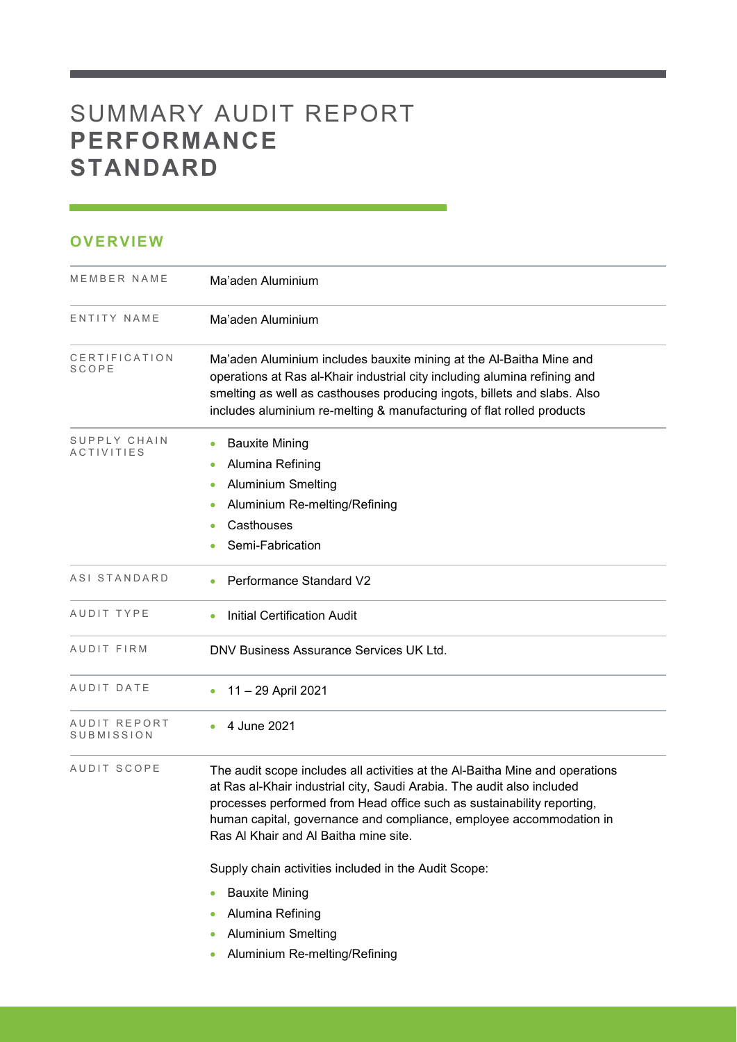# SUMMARY AUDIT REPORT **PERFORMANCE STANDARD**

## OVERVIEW

| | |
|---|---|
| MEMBER NAME | Ma'aden Aluminium |
| ENTITY NAME | Ma'aden Aluminium |
| CERTIFICATION SCOPE | Ma'aden Aluminium includes bauxite mining at the Al-Baitha Mine and operations at Ras al-Khair industrial city including alumina refining and smelting as well as casthouses producing ingots, billets and slabs. Also includes aluminium re-melting & manufacturing of flat rolled products |
| SUPPLY CHAIN ACTIVITIES | • Bauxite Mining<br>• Alumina Refining<br>• Aluminium Smelting<br>• Aluminium Re-melting/Refining<br>• Casthouses<br>• Semi-Fabrication |
| ASI STANDARD | • Performance Standard V2 |
| AUDIT TYPE | • Initial Certification Audit |
| AUDIT FIRM | DNV Business Assurance Services UK Ltd. |
| AUDIT DATE | • 11 – 29 April 2021 |
| AUDIT REPORT SUBMISSION | • 4 June 2021 |
| AUDIT SCOPE | The audit scope includes all activities at the Al-Baitha Mine and operations at Ras al-Khair industrial city, Saudi Arabia. The audit also included processes performed from Head office such as sustainability reporting, human capital, governance and compliance, employee accommodation in Ras Al Khair and Al Baitha mine site.<br><br>Supply chain activities included in the Audit Scope:<br>• Bauxite Mining<br>• Alumina Refining<br>• Aluminium Smelting<br>• Aluminium Re-melting/Refining |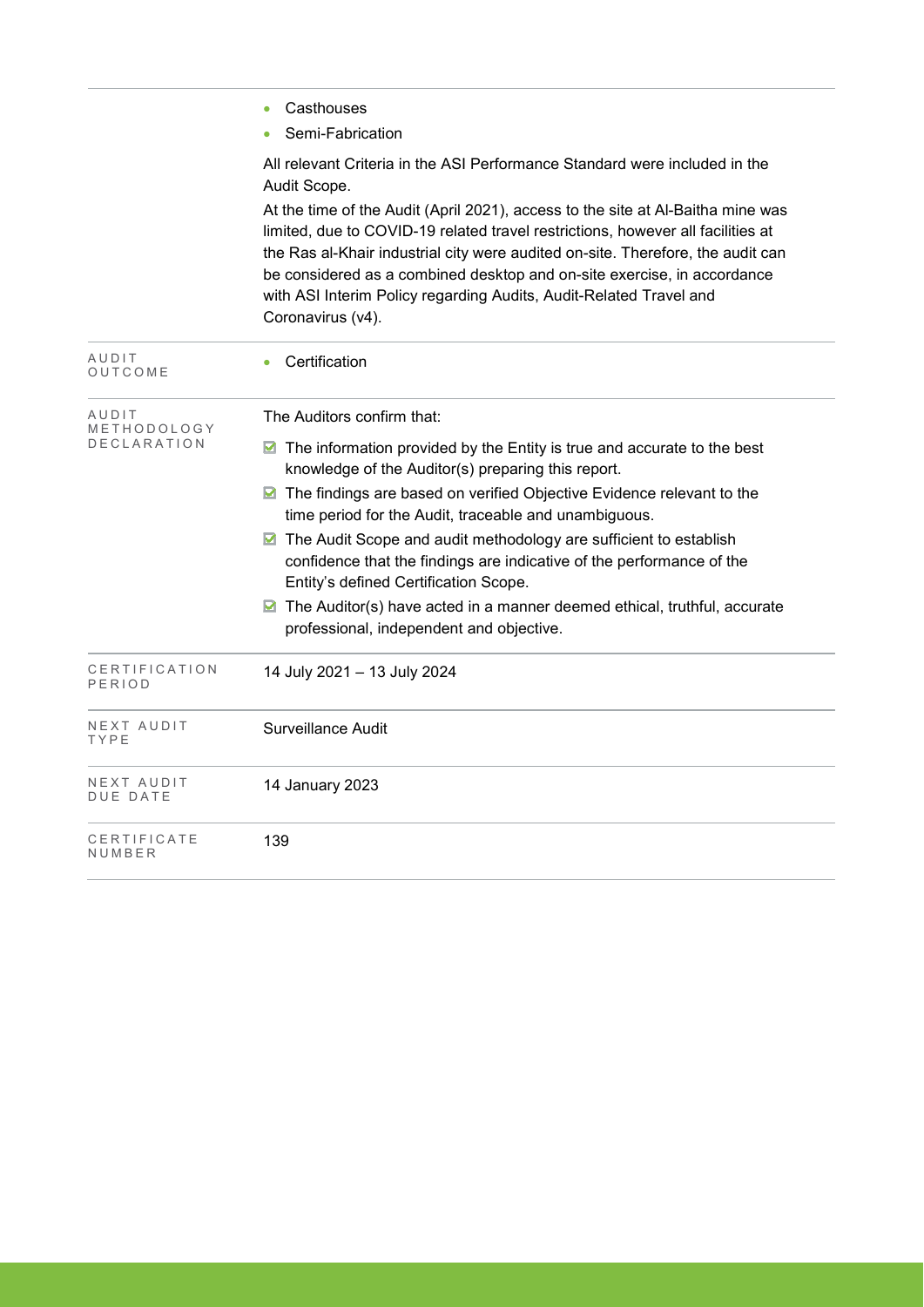| | |
|---|---|
| | - Casthouses<br>- Semi-Fabrication<br><br>All relevant Criteria in the ASI Performance Standard were included in the Audit Scope.<br><br>At the time of the Audit (April 2021), access to the site at Al-Baitha mine was limited, due to COVID-19 related travel restrictions, however all facilities at the Ras al-Khair industrial city were audited on-site. Therefore, the audit can be considered as a combined desktop and on-site exercise, in accordance with ASI Interim Policy regarding Audits, Audit-Related Travel and Coronavirus (v4). |
| AUDIT OUTCOME | - Certification |
| AUDIT METHODOLOGY DECLARATION | The Auditors confirm that:<br><br>☑ The information provided by the Entity is true and accurate to the best knowledge of the Auditor(s) preparing this report.<br>☑ The findings are based on verified Objective Evidence relevant to the time period for the Audit, traceable and unambiguous.<br>☑ The Audit Scope and audit methodology are sufficient to establish confidence that the findings are indicative of the performance of the Entity's defined Certification Scope.<br>☑ The Auditor(s) have acted in a manner deemed ethical, truthful, accurate professional, independent and objective. |
| CERTIFICATION PERIOD | 14 July 2021 – 13 July 2024 |
| NEXT AUDIT TYPE | Surveillance Audit |
| NEXT AUDIT DUE DATE | 14 January 2023 |
| CERTIFICATE NUMBER | 139 |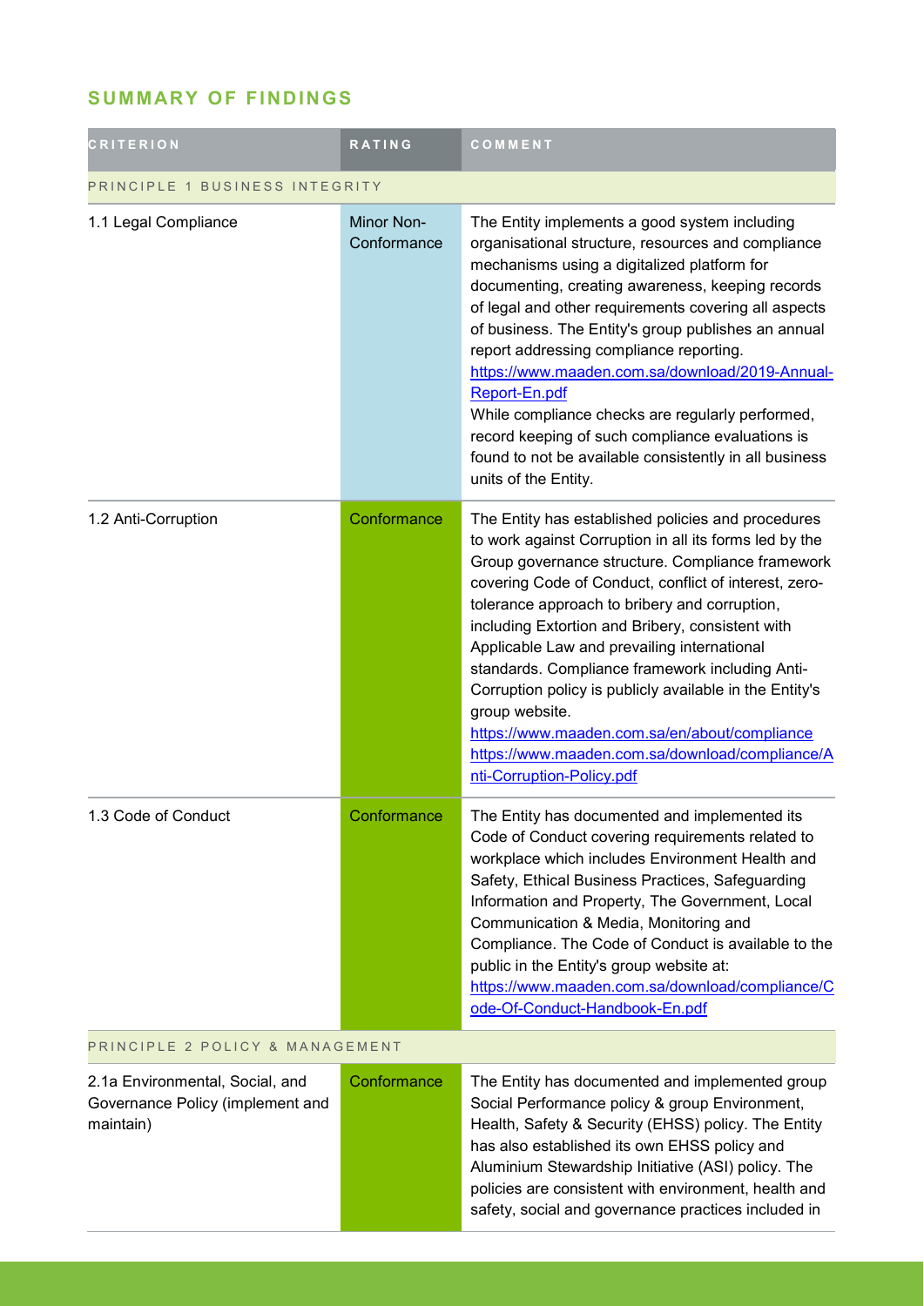## SUMMARY OF FINDINGS

| CRITERION | RATING | COMMENT |
|---|---|---|
| PRINCIPLE 1 BUSINESS INTEGRITY | | |
| 1.1 Legal Compliance | Minor Non-Conformance | The Entity implements a good system including organisational structure, resources and compliance mechanisms using a digitalized platform for documenting, creating awareness, keeping records of legal and other requirements covering all aspects of business. The Entity's group publishes an annual report addressing compliance reporting. https://www.maaden.com.sa/download/2019-Annual-Report-En.pdf While compliance checks are regularly performed, record keeping of such compliance evaluations is found to not be available consistently in all business units of the Entity. |
| 1.2 Anti-Corruption | Conformance | The Entity has established policies and procedures to work against Corruption in all its forms led by the Group governance structure. Compliance framework covering Code of Conduct, conflict of interest, zero-tolerance approach to bribery and corruption, including Extortion and Bribery, consistent with Applicable Law and prevailing international standards. Compliance framework including Anti-Corruption policy is publicly available in the Entity's group website. https://www.maaden.com.sa/en/about/compliance https://www.maaden.com.sa/download/compliance/Anti-Corruption-Policy.pdf |
| 1.3 Code of Conduct | Conformance | The Entity has documented and implemented its Code of Conduct covering requirements related to workplace which includes Environment Health and Safety, Ethical Business Practices, Safeguarding Information and Property, The Government, Local Communication & Media, Monitoring and Compliance. The Code of Conduct is available to the public in the Entity's group website at: https://www.maaden.com.sa/download/compliance/Code-Of-Conduct-Handbook-En.pdf |
| PRINCIPLE 2 POLICY & MANAGEMENT | | |
| 2.1a Environmental, Social, and Governance Policy (implement and maintain) | Conformance | The Entity has documented and implemented group Social Performance policy & group Environment, Health, Safety & Security (EHSS) policy. The Entity has also established its own EHSS policy and Aluminium Stewardship Initiative (ASI) policy. The policies are consistent with environment, health and safety, social and governance practices included in |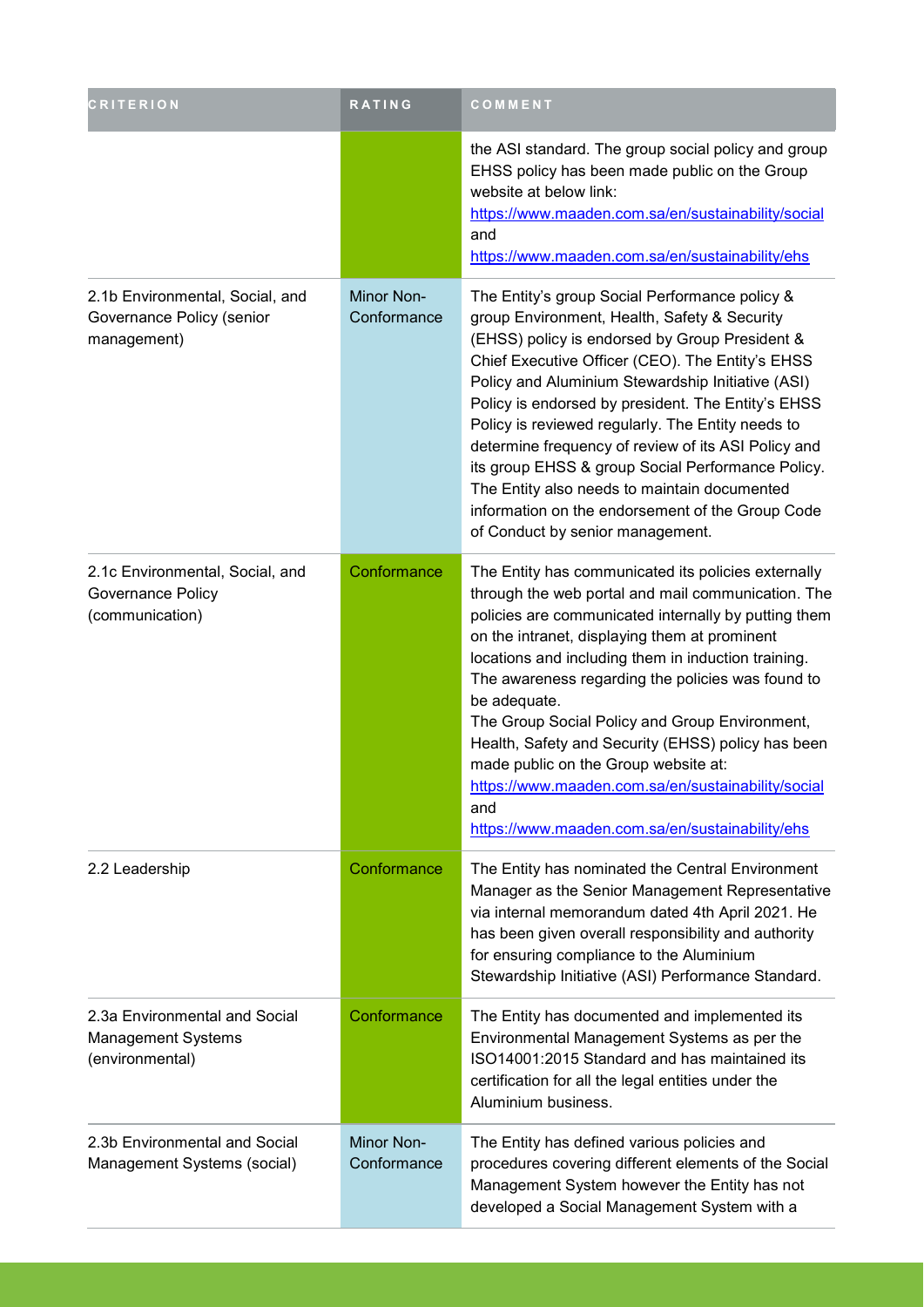| CRITERION | RATING | COMMENT |
| --- | --- | --- |
| | | the ASI standard. The group social policy and group EHSS policy has been made public on the Group website at below link: https://www.maaden.com.sa/en/sustainability/social and https://www.maaden.com.sa/en/sustainability/ehs |
| 2.1b Environmental, Social, and Governance Policy (senior management) | Minor Non-Conformance | The Entity's group Social Performance policy & group Environment, Health, Safety & Security (EHSS) policy is endorsed by Group President & Chief Executive Officer (CEO). The Entity's EHSS Policy and Aluminium Stewardship Initiative (ASI) Policy is endorsed by president. The Entity's EHSS Policy is reviewed regularly. The Entity needs to determine frequency of review of its ASI Policy and its group EHSS & group Social Performance Policy. The Entity also needs to maintain documented information on the endorsement of the Group Code of Conduct by senior management. |
| 2.1c Environmental, Social, and Governance Policy (communication) | Conformance | The Entity has communicated its policies externally through the web portal and mail communication. The policies are communicated internally by putting them on the intranet, displaying them at prominent locations and including them in induction training. The awareness regarding the policies was found to be adequate.<br>The Group Social Policy and Group Environment, Health, Safety and Security (EHSS) policy has been made public on the Group website at: https://www.maaden.com.sa/en/sustainability/social and https://www.maaden.com.sa/en/sustainability/ehs |
| 2.2 Leadership | Conformance | The Entity has nominated the Central Environment Manager as the Senior Management Representative via internal memorandum dated 4th April 2021. He has been given overall responsibility and authority for ensuring compliance to the Aluminium Stewardship Initiative (ASI) Performance Standard. |
| 2.3a Environmental and Social Management Systems (environmental) | Conformance | The Entity has documented and implemented its Environmental Management Systems as per the ISO14001:2015 Standard and has maintained its certification for all the legal entities under the Aluminium business. |
| 2.3b Environmental and Social Management Systems (social) | Minor Non-Conformance | The Entity has defined various policies and procedures covering different elements of the Social Management System however the Entity has not developed a Social Management System with a |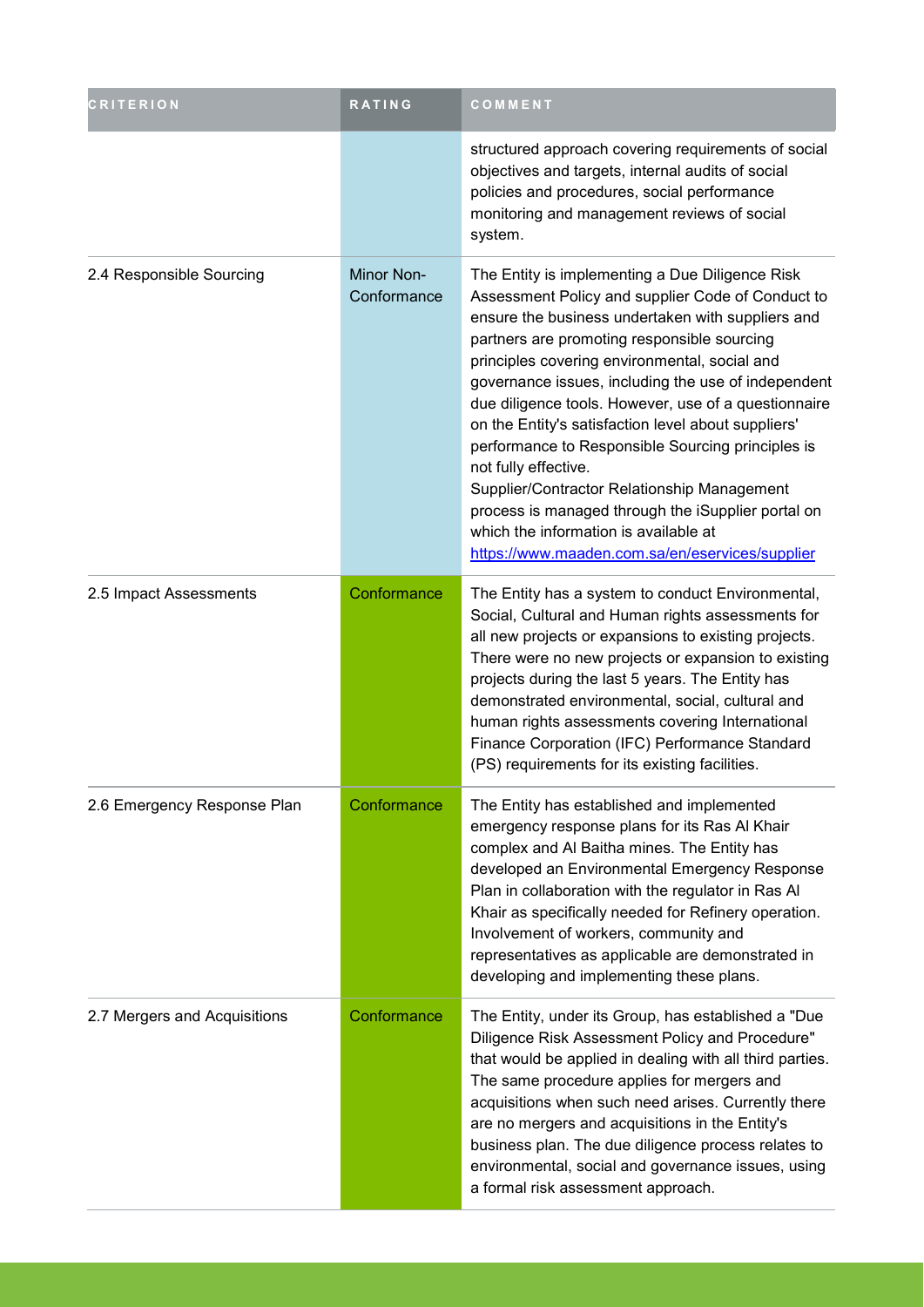| CRITERION | RATING | COMMENT |
| --- | --- | --- |
| | | structured approach covering requirements of social objectives and targets, internal audits of social policies and procedures, social performance monitoring and management reviews of social system. |
| 2.4 Responsible Sourcing | Minor Non-Conformance | The Entity is implementing a Due Diligence Risk Assessment Policy and supplier Code of Conduct to ensure the business undertaken with suppliers and partners are promoting responsible sourcing principles covering environmental, social and governance issues, including the use of independent due diligence tools. However, use of a questionnaire on the Entity's satisfaction level about suppliers' performance to Responsible Sourcing principles is not fully effective.<br>Supplier/Contractor Relationship Management process is managed through the iSupplier portal on which the information is available at https://www.maaden.com.sa/en/eservices/supplier |
| 2.5 Impact Assessments | Conformance | The Entity has a system to conduct Environmental, Social, Cultural and Human rights assessments for all new projects or expansions to existing projects. There were no new projects or expansion to existing projects during the last 5 years. The Entity has demonstrated environmental, social, cultural and human rights assessments covering International Finance Corporation (IFC) Performance Standard (PS) requirements for its existing facilities. |
| 2.6 Emergency Response Plan | Conformance | The Entity has established and implemented emergency response plans for its Ras Al Khair complex and Al Baitha mines. The Entity has developed an Environmental Emergency Response Plan in collaboration with the regulator in Ras Al Khair as specifically needed for Refinery operation. Involvement of workers, community and representatives as applicable are demonstrated in developing and implementing these plans. |
| 2.7 Mergers and Acquisitions | Conformance | The Entity, under its Group, has established a "Due Diligence Risk Assessment Policy and Procedure" that would be applied in dealing with all third parties. The same procedure applies for mergers and acquisitions when such need arises. Currently there are no mergers and acquisitions in the Entity's business plan. The due diligence process relates to environmental, social and governance issues, using a formal risk assessment approach. |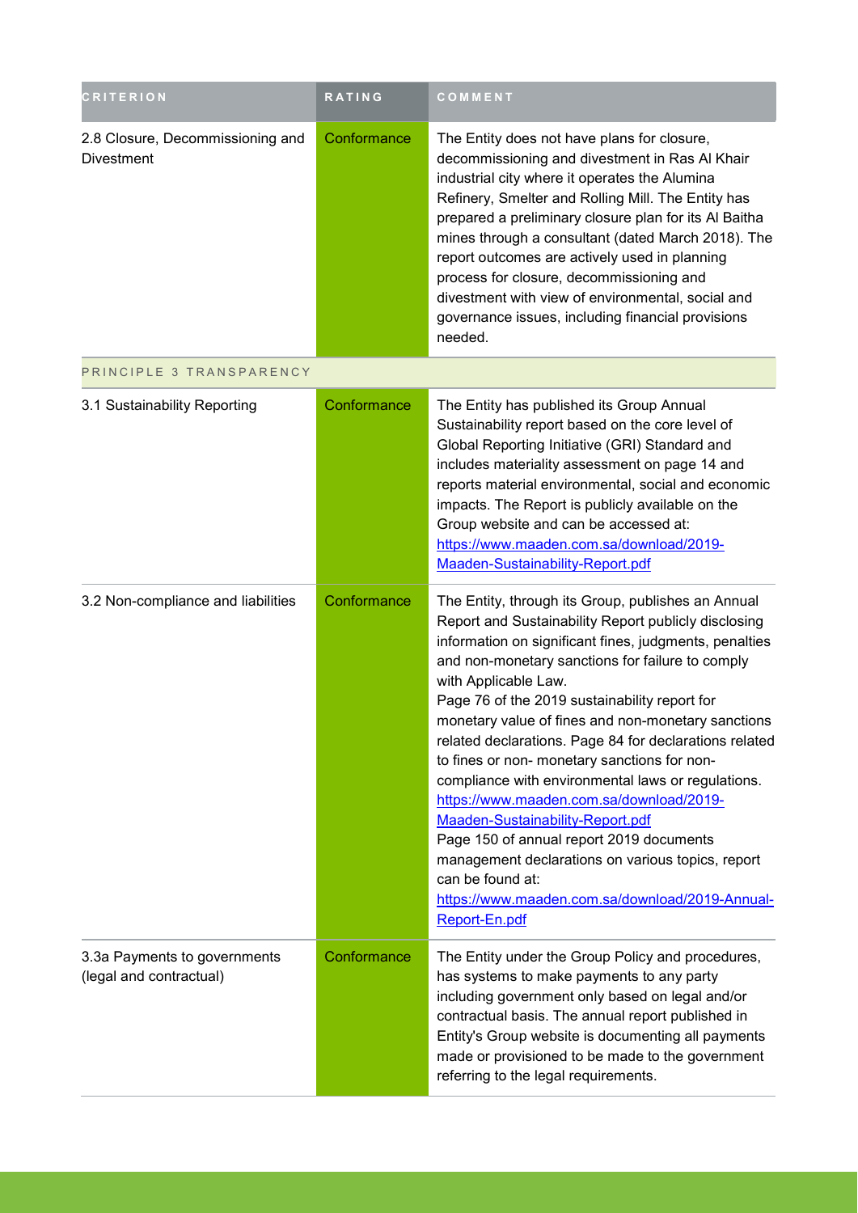| CRITERION | RATING | COMMENT |
|---|---|---|
| 2.8 Closure, Decommissioning and Divestment | Conformance | The Entity does not have plans for closure, decommissioning and divestment in Ras Al Khair industrial city where it operates the Alumina Refinery, Smelter and Rolling Mill. The Entity has prepared a preliminary closure plan for its Al Baitha mines through a consultant (dated March 2018). The report outcomes are actively used in planning process for closure, decommissioning and divestment with view of environmental, social and governance issues, including financial provisions needed. |
| PRINCIPLE 3 TRANSPARENCY | | |
| 3.1 Sustainability Reporting | Conformance | The Entity has published its Group Annual Sustainability report based on the core level of Global Reporting Initiative (GRI) Standard and includes materiality assessment on page 14 and reports material environmental, social and economic impacts. The Report is publicly available on the Group website and can be accessed at: https://www.maaden.com.sa/download/2019-Maaden-Sustainability-Report.pdf |
| 3.2 Non-compliance and liabilities | Conformance | The Entity, through its Group, publishes an Annual Report and Sustainability Report publicly disclosing information on significant fines, judgments, penalties and non-monetary sanctions for failure to comply with Applicable Law.<br>Page 76 of the 2019 sustainability report for monetary value of fines and non-monetary sanctions related declarations. Page 84 for declarations related to fines or non- monetary sanctions for non-compliance with environmental laws or regulations.<br>https://www.maaden.com.sa/download/2019-Maaden-Sustainability-Report.pdf<br>Page 150 of annual report 2019 documents management declarations on various topics, report can be found at:<br>https://www.maaden.com.sa/download/2019-Annual-Report-En.pdf |
| 3.3a Payments to governments (legal and contractual) | Conformance | The Entity under the Group Policy and procedures, has systems to make payments to any party including government only based on legal and/or contractual basis. The annual report published in Entity's Group website is documenting all payments made or provisioned to be made to the government referring to the legal requirements. |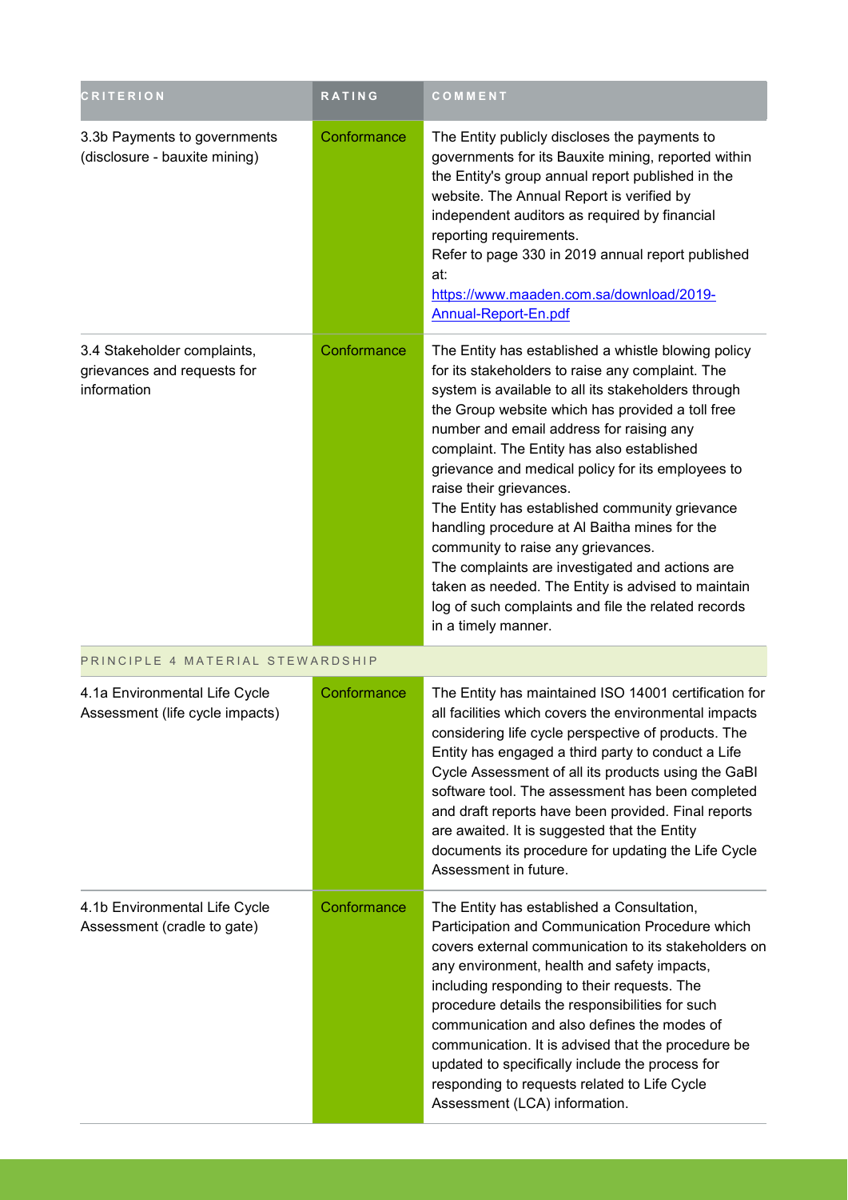| CRITERION | RATING | COMMENT |
|---|---|---|
| 3.3b Payments to governments (disclosure - bauxite mining) | Conformance | The Entity publicly discloses the payments to governments for its Bauxite mining, reported within the Entity's group annual report published in the website. The Annual Report is verified by independent auditors as required by financial reporting requirements.<br>Refer to page 330 in 2019 annual report published at:<br>[https://www.maaden.com.sa/download/2019-Annual-Report-En.pdf](https://www.maaden.com.sa/download/2019-Annual-Report-En.pdf) |
| 3.4 Stakeholder complaints, grievances and requests for information | Conformance | The Entity has established a whistle blowing policy for its stakeholders to raise any complaint. The system is available to all its stakeholders through the Group website which has provided a toll free number and email address for raising any complaint. The Entity has also established grievance and medical policy for its employees to raise their grievances.<br>The Entity has established community grievance handling procedure at Al Baitha mines for the community to raise any grievances.<br>The complaints are investigated and actions are taken as needed. The Entity is advised to maintain log of such complaints and file the related records in a timely manner. |
| PRINCIPLE 4 MATERIAL STEWARDSHIP | | |
| 4.1a Environmental Life Cycle Assessment (life cycle impacts) | Conformance | The Entity has maintained ISO 14001 certification for all facilities which covers the environmental impacts considering life cycle perspective of products. The Entity has engaged a third party to conduct a Life Cycle Assessment of all its products using the GaBI software tool. The assessment has been completed and draft reports have been provided. Final reports are awaited. It is suggested that the Entity documents its procedure for updating the Life Cycle Assessment in future. |
| 4.1b Environmental Life Cycle Assessment (cradle to gate) | Conformance | The Entity has established a Consultation, Participation and Communication Procedure which covers external communication to its stakeholders on any environment, health and safety impacts, including responding to their requests. The procedure details the responsibilities for such communication and also defines the modes of communication. It is advised that the procedure be updated to specifically include the process for responding to requests related to Life Cycle Assessment (LCA) information. |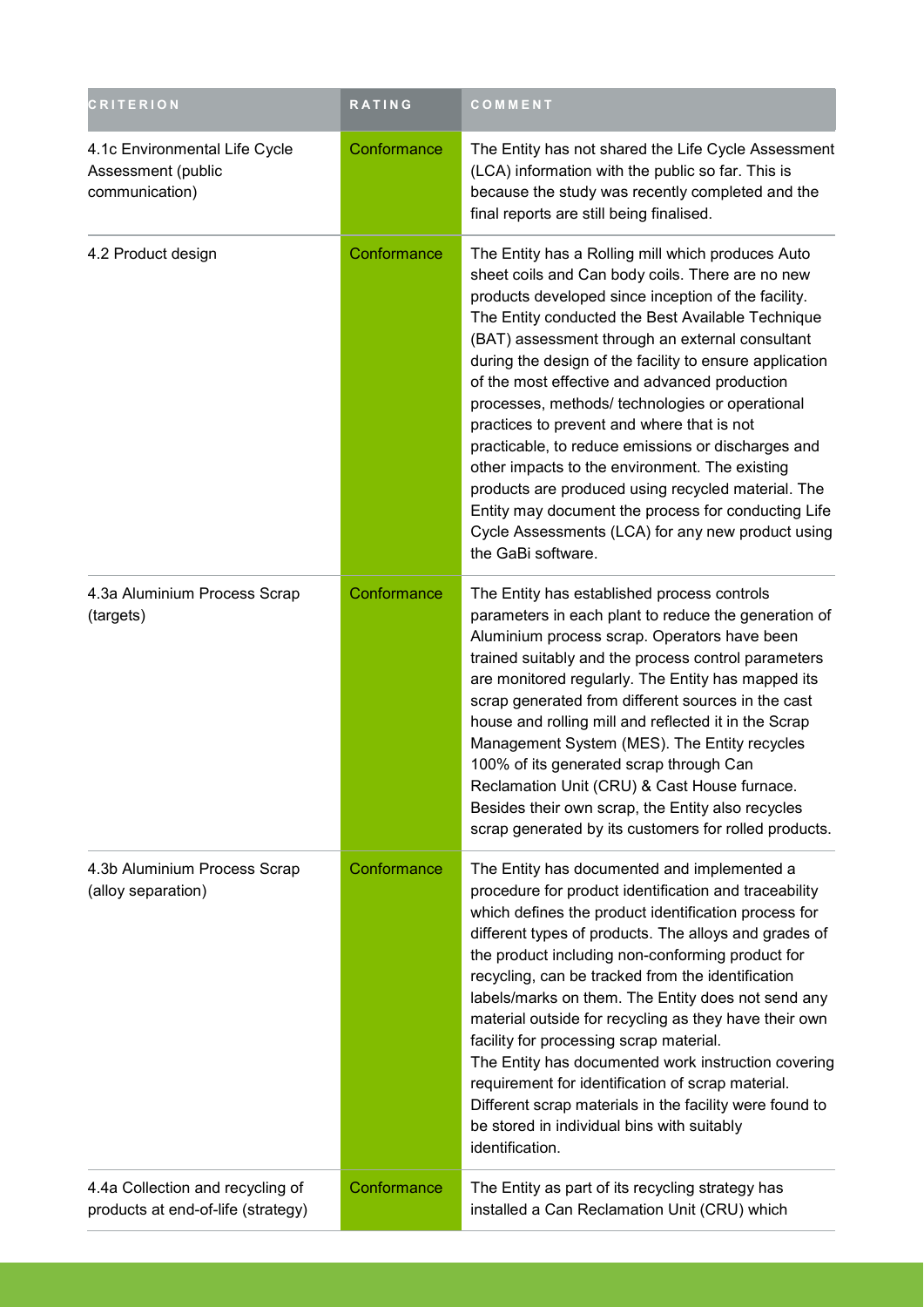| CRITERION | RATING | COMMENT |
|---|---|---|
| 4.1c Environmental Life Cycle Assessment (public communication) | Conformance | The Entity has not shared the Life Cycle Assessment (LCA) information with the public so far. This is because the study was recently completed and the final reports are still being finalised. |
| 4.2 Product design | Conformance | The Entity has a Rolling mill which produces Auto sheet coils and Can body coils. There are no new products developed since inception of the facility. The Entity conducted the Best Available Technique (BAT) assessment through an external consultant during the design of the facility to ensure application of the most effective and advanced production processes, methods/ technologies or operational practices to prevent and where that is not practicable, to reduce emissions or discharges and other impacts to the environment. The existing products are produced using recycled material. The Entity may document the process for conducting Life Cycle Assessments (LCA) for any new product using the GaBi software. |
| 4.3a Aluminium Process Scrap (targets) | Conformance | The Entity has established process controls parameters in each plant to reduce the generation of Aluminium process scrap. Operators have been trained suitably and the process control parameters are monitored regularly. The Entity has mapped its scrap generated from different sources in the cast house and rolling mill and reflected it in the Scrap Management System (MES). The Entity recycles 100% of its generated scrap through Can Reclamation Unit (CRU) & Cast House furnace. Besides their own scrap, the Entity also recycles scrap generated by its customers for rolled products. |
| 4.3b Aluminium Process Scrap (alloy separation) | Conformance | The Entity has documented and implemented a procedure for product identification and traceability which defines the product identification process for different types of products. The alloys and grades of the product including non-conforming product for recycling, can be tracked from the identification labels/marks on them. The Entity does not send any material outside for recycling as they have their own facility for processing scrap material.<br>The Entity has documented work instruction covering requirement for identification of scrap material. Different scrap materials in the facility were found to be stored in individual bins with suitably identification. |
| 4.4a Collection and recycling of products at end-of-life (strategy) | Conformance | The Entity as part of its recycling strategy has installed a Can Reclamation Unit (CRU) which |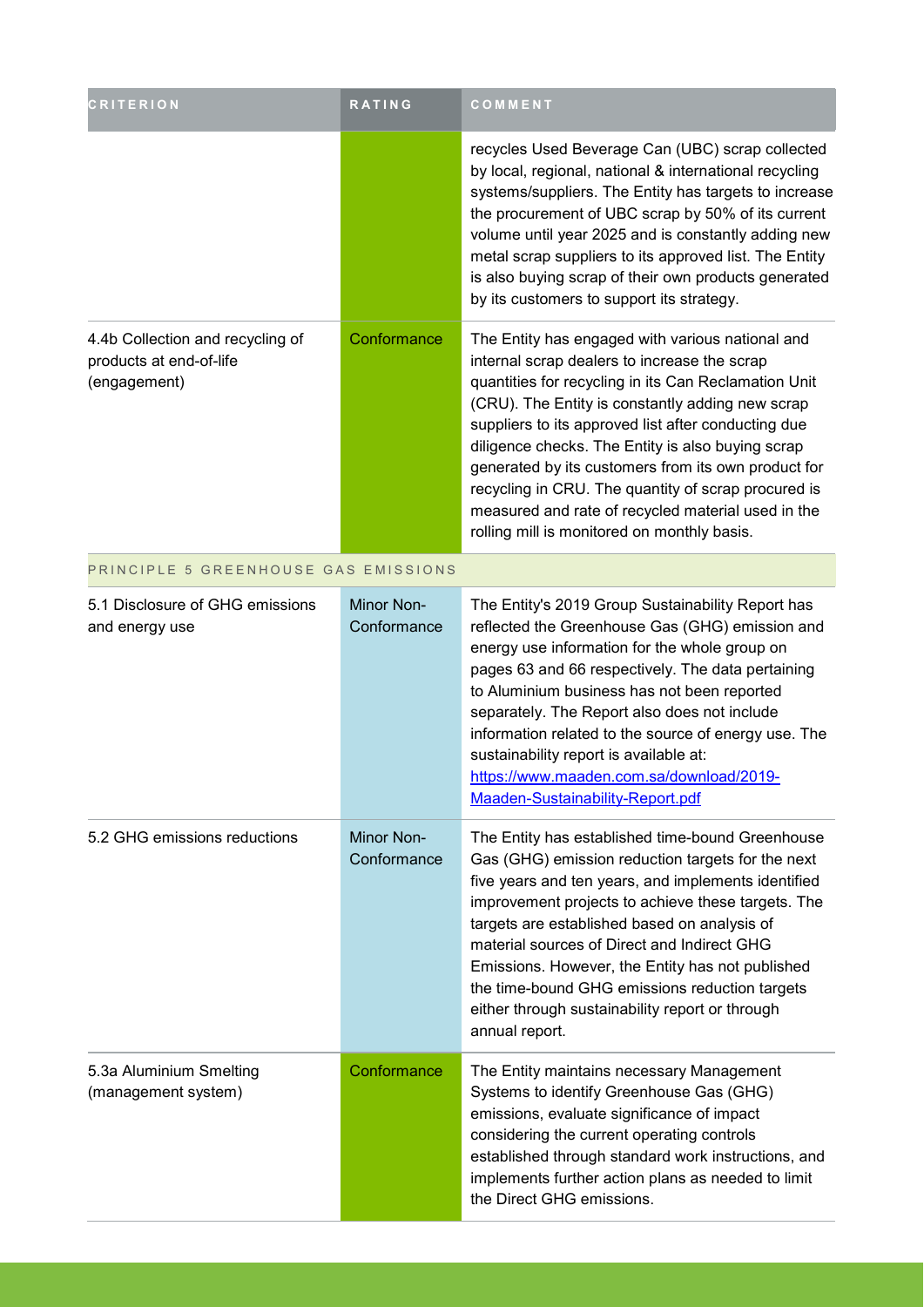| CRITERION | RATING | COMMENT |
|---|---|---|
| | | recycles Used Beverage Can (UBC) scrap collected by local, regional, national & international recycling systems/suppliers. The Entity has targets to increase the procurement of UBC scrap by 50% of its current volume until year 2025 and is constantly adding new metal scrap suppliers to its approved list. The Entity is also buying scrap of their own products generated by its customers to support its strategy. |
| 4.4b Collection and recycling of products at end-of-life (engagement) | Conformance | The Entity has engaged with various national and internal scrap dealers to increase the scrap quantities for recycling in its Can Reclamation Unit (CRU). The Entity is constantly adding new scrap suppliers to its approved list after conducting due diligence checks. The Entity is also buying scrap generated by its customers from its own product for recycling in CRU. The quantity of scrap procured is measured and rate of recycled material used in the rolling mill is monitored on monthly basis. |
| PRINCIPLE 5 GREENHOUSE GAS EMISSIONS | | |
| 5.1 Disclosure of GHG emissions and energy use | Minor Non-Conformance | The Entity's 2019 Group Sustainability Report has reflected the Greenhouse Gas (GHG) emission and energy use information for the whole group on pages 63 and 66 respectively. The data pertaining to Aluminium business has not been reported separately. The Report also does not include information related to the source of energy use. The sustainability report is available at: [https://www.maaden.com.sa/download/2019-Maaden-Sustainability-Report.pdf](https://www.maaden.com.sa/download/2019-Maaden-Sustainability-Report.pdf) |
| 5.2 GHG emissions reductions | Minor Non-Conformance | The Entity has established time-bound Greenhouse Gas (GHG) emission reduction targets for the next five years and ten years, and implements identified improvement projects to achieve these targets. The targets are established based on analysis of material sources of Direct and Indirect GHG Emissions. However, the Entity has not published the time-bound GHG emissions reduction targets either through sustainability report or through annual report. |
| 5.3a Aluminium Smelting (management system) | Conformance | The Entity maintains necessary Management Systems to identify Greenhouse Gas (GHG) emissions, evaluate significance of impact considering the current operating controls established through standard work instructions, and implements further action plans as needed to limit the Direct GHG emissions. |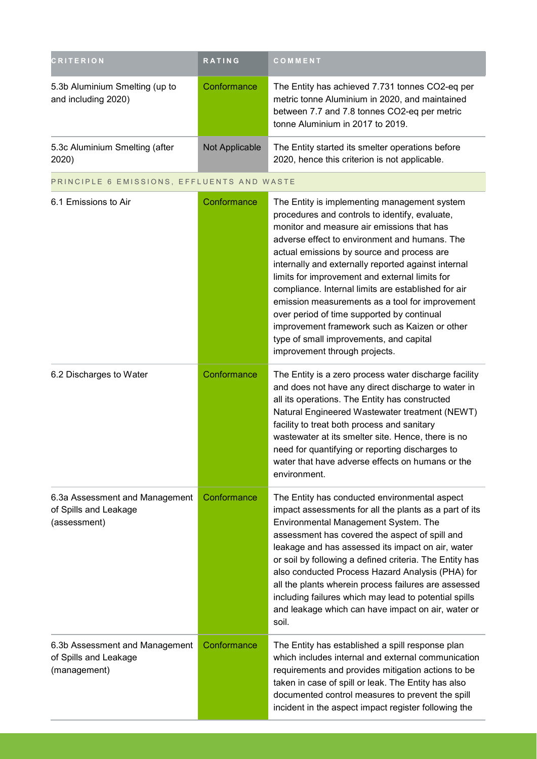| CRITERION | RATING | COMMENT |
|---|---|---|
| 5.3b Aluminium Smelting (up to and including 2020) | Conformance | The Entity has achieved 7.731 tonnes CO2-eq per metric tonne Aluminium in 2020, and maintained between 7.7 and 7.8 tonnes CO2-eq per metric tonne Aluminium in 2017 to 2019. |
| 5.3c Aluminium Smelting (after 2020) | Not Applicable | The Entity started its smelter operations before 2020, hence this criterion is not applicable. |
| PRINCIPLE 6 EMISSIONS, EFFLUENTS AND WASTE | | |
| 6.1 Emissions to Air | Conformance | The Entity is implementing management system procedures and controls to identify, evaluate, monitor and measure air emissions that has adverse effect to environment and humans. The actual emissions by source and process are internally and externally reported against internal limits for improvement and external limits for compliance. Internal limits are established for air emission measurements as a tool for improvement over period of time supported by continual improvement framework such as Kaizen or other type of small improvements, and capital improvement through projects. |
| 6.2 Discharges to Water | Conformance | The Entity is a zero process water discharge facility and does not have any direct discharge to water in all its operations. The Entity has constructed Natural Engineered Wastewater treatment (NEWT) facility to treat both process and sanitary wastewater at its smelter site. Hence, there is no need for quantifying or reporting discharges to water that have adverse effects on humans or the environment. |
| 6.3a Assessment and Management of Spills and Leakage (assessment) | Conformance | The Entity has conducted environmental aspect impact assessments for all the plants as a part of its Environmental Management System. The assessment has covered the aspect of spill and leakage and has assessed its impact on air, water or soil by following a defined criteria. The Entity has also conducted Process Hazard Analysis (PHA) for all the plants wherein process failures are assessed including failures which may lead to potential spills and leakage which can have impact on air, water or soil. |
| 6.3b Assessment and Management of Spills and Leakage (management) | Conformance | The Entity has established a spill response plan which includes internal and external communication requirements and provides mitigation actions to be taken in case of spill or leak. The Entity has also documented control measures to prevent the spill incident in the aspect impact register following the |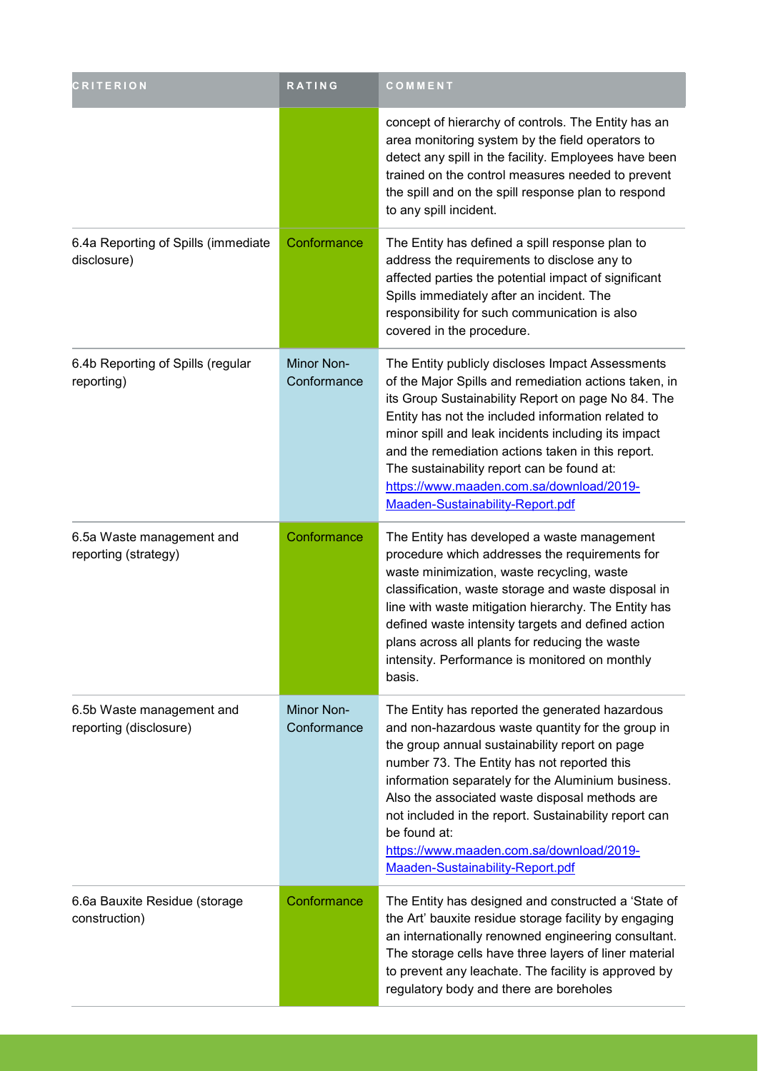| CRITERION | RATING | COMMENT |
|---|---|---|
| | | concept of hierarchy of controls. The Entity has an area monitoring system by the field operators to detect any spill in the facility. Employees have been trained on the control measures needed to prevent the spill and on the spill response plan to respond to any spill incident. |
| 6.4a Reporting of Spills (immediate disclosure) | Conformance | The Entity has defined a spill response plan to address the requirements to disclose any to affected parties the potential impact of significant Spills immediately after an incident. The responsibility for such communication is also covered in the procedure. |
| 6.4b Reporting of Spills (regular reporting) | Minor Non-Conformance | The Entity publicly discloses Impact Assessments of the Major Spills and remediation actions taken, in its Group Sustainability Report on page No 84. The Entity has not the included information related to minor spill and leak incidents including its impact and the remediation actions taken in this report. The sustainability report can be found at: [https://www.maaden.com.sa/download/2019-Maaden-Sustainability-Report.pdf](https://www.maaden.com.sa/download/2019-Maaden-Sustainability-Report.pdf) |
| 6.5a Waste management and reporting (strategy) | Conformance | The Entity has developed a waste management procedure which addresses the requirements for waste minimization, waste recycling, waste classification, waste storage and waste disposal in line with waste mitigation hierarchy. The Entity has defined waste intensity targets and defined action plans across all plants for reducing the waste intensity. Performance is monitored on monthly basis. |
| 6.5b Waste management and reporting (disclosure) | Minor Non-Conformance | The Entity has reported the generated hazardous and non-hazardous waste quantity for the group in the group annual sustainability report on page number 73. The Entity has not reported this information separately for the Aluminium business. Also the associated waste disposal methods are not included in the report. Sustainability report can be found at: [https://www.maaden.com.sa/download/2019-Maaden-Sustainability-Report.pdf](https://www.maaden.com.sa/download/2019-Maaden-Sustainability-Report.pdf) |
| 6.6a Bauxite Residue (storage construction) | Conformance | The Entity has designed and constructed a 'State of the Art' bauxite residue storage facility by engaging an internationally renowned engineering consultant. The storage cells have three layers of liner material to prevent any leachate. The facility is approved by regulatory body and there are boreholes |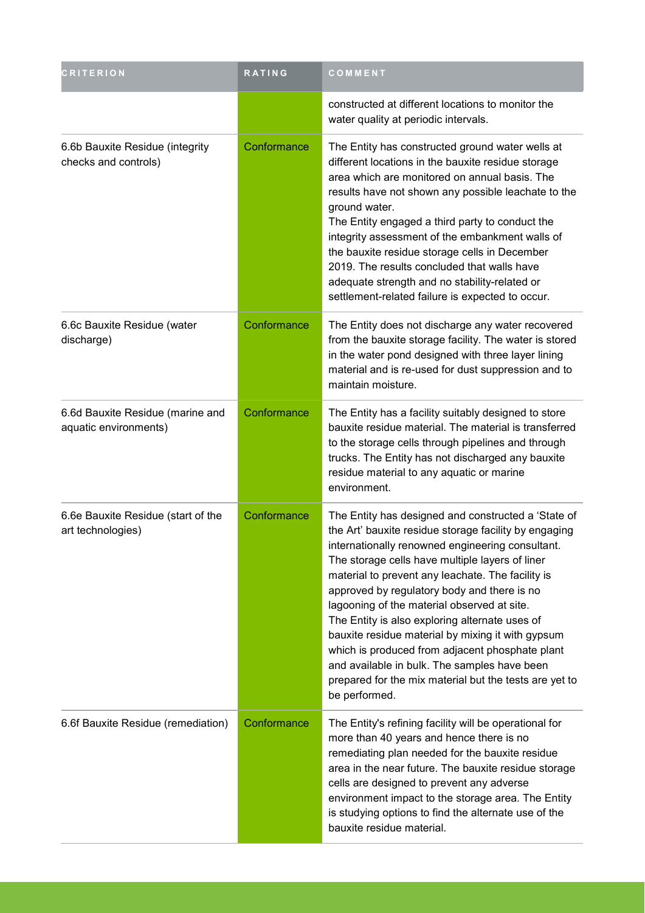| CRITERION | RATING | COMMENT |
|---|---|---|
| | | constructed at different locations to monitor the water quality at periodic intervals. |
| 6.6b Bauxite Residue (integrity checks and controls) | Conformance | The Entity has constructed ground water wells at different locations in the bauxite residue storage area which are monitored on annual basis. The results have not shown any possible leachate to the ground water.<br>The Entity engaged a third party to conduct the integrity assessment of the embankment walls of the bauxite residue storage cells in December 2019. The results concluded that walls have adequate strength and no stability-related or settlement-related failure is expected to occur. |
| 6.6c Bauxite Residue (water discharge) | Conformance | The Entity does not discharge any water recovered from the bauxite storage facility. The water is stored in the water pond designed with three layer lining material and is re-used for dust suppression and to maintain moisture. |
| 6.6d Bauxite Residue (marine and aquatic environments) | Conformance | The Entity has a facility suitably designed to store bauxite residue material. The material is transferred to the storage cells through pipelines and through trucks. The Entity has not discharged any bauxite residue material to any aquatic or marine environment. |
| 6.6e Bauxite Residue (start of the art technologies) | Conformance | The Entity has designed and constructed a 'State of the Art' bauxite residue storage facility by engaging internationally renowned engineering consultant. The storage cells have multiple layers of liner material to prevent any leachate. The facility is approved by regulatory body and there is no lagooning of the material observed at site.<br>The Entity is also exploring alternate uses of bauxite residue material by mixing it with gypsum which is produced from adjacent phosphate plant and available in bulk. The samples have been prepared for the mix material but the tests are yet to be performed. |
| 6.6f Bauxite Residue (remediation) | Conformance | The Entity's refining facility will be operational for more than 40 years and hence there is no remediating plan needed for the bauxite residue area in the near future. The bauxite residue storage cells are designed to prevent any adverse environment impact to the storage area. The Entity is studying options to find the alternate use of the bauxite residue material. |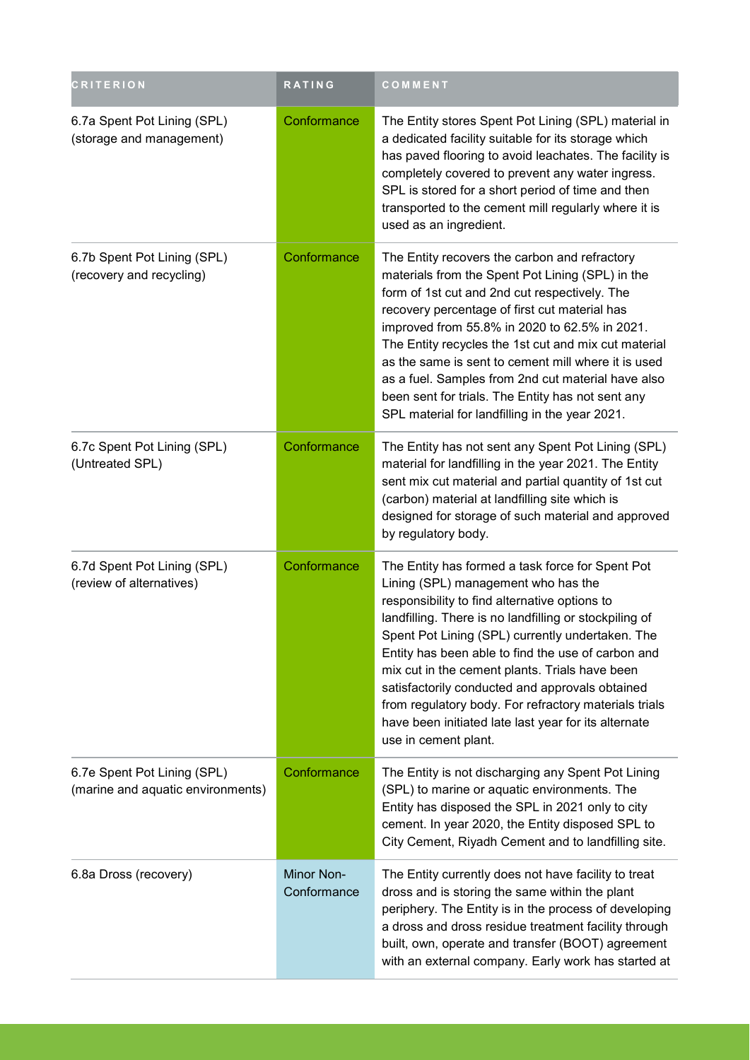| CRITERION | RATING | COMMENT |
| --- | --- | --- |
| 6.7a Spent Pot Lining (SPL) (storage and management) | Conformance | The Entity stores Spent Pot Lining (SPL) material in a dedicated facility suitable for its storage which has paved flooring to avoid leachates. The facility is completely covered to prevent any water ingress. SPL is stored for a short period of time and then transported to the cement mill regularly where it is used as an ingredient. |
| 6.7b Spent Pot Lining (SPL) (recovery and recycling) | Conformance | The Entity recovers the carbon and refractory materials from the Spent Pot Lining (SPL) in the form of 1st cut and 2nd cut respectively. The recovery percentage of first cut material has improved from 55.8% in 2020 to 62.5% in 2021. The Entity recycles the 1st cut and mix cut material as the same is sent to cement mill where it is used as a fuel. Samples from 2nd cut material have also been sent for trials. The Entity has not sent any SPL material for landfilling in the year 2021. |
| 6.7c Spent Pot Lining (SPL) (Untreated SPL) | Conformance | The Entity has not sent any Spent Pot Lining (SPL) material for landfilling in the year 2021. The Entity sent mix cut material and partial quantity of 1st cut (carbon) material at landfilling site which is designed for storage of such material and approved by regulatory body. |
| 6.7d Spent Pot Lining (SPL) (review of alternatives) | Conformance | The Entity has formed a task force for Spent Pot Lining (SPL) management who has the responsibility to find alternative options to landfilling. There is no landfilling or stockpiling of Spent Pot Lining (SPL) currently undertaken. The Entity has been able to find the use of carbon and mix cut in the cement plants. Trials have been satisfactorily conducted and approvals obtained from regulatory body. For refractory materials trials have been initiated late last year for its alternate use in cement plant. |
| 6.7e Spent Pot Lining (SPL) (marine and aquatic environments) | Conformance | The Entity is not discharging any Spent Pot Lining (SPL) to marine or aquatic environments. The Entity has disposed the SPL in 2021 only to city cement. In year 2020, the Entity disposed SPL to City Cement, Riyadh Cement and to landfilling site. |
| 6.8a Dross (recovery) | Minor Non-Conformance | The Entity currently does not have facility to treat dross and is storing the same within the plant periphery. The Entity is in the process of developing a dross and dross residue treatment facility through built, own, operate and transfer (BOOT) agreement with an external company. Early work has started at |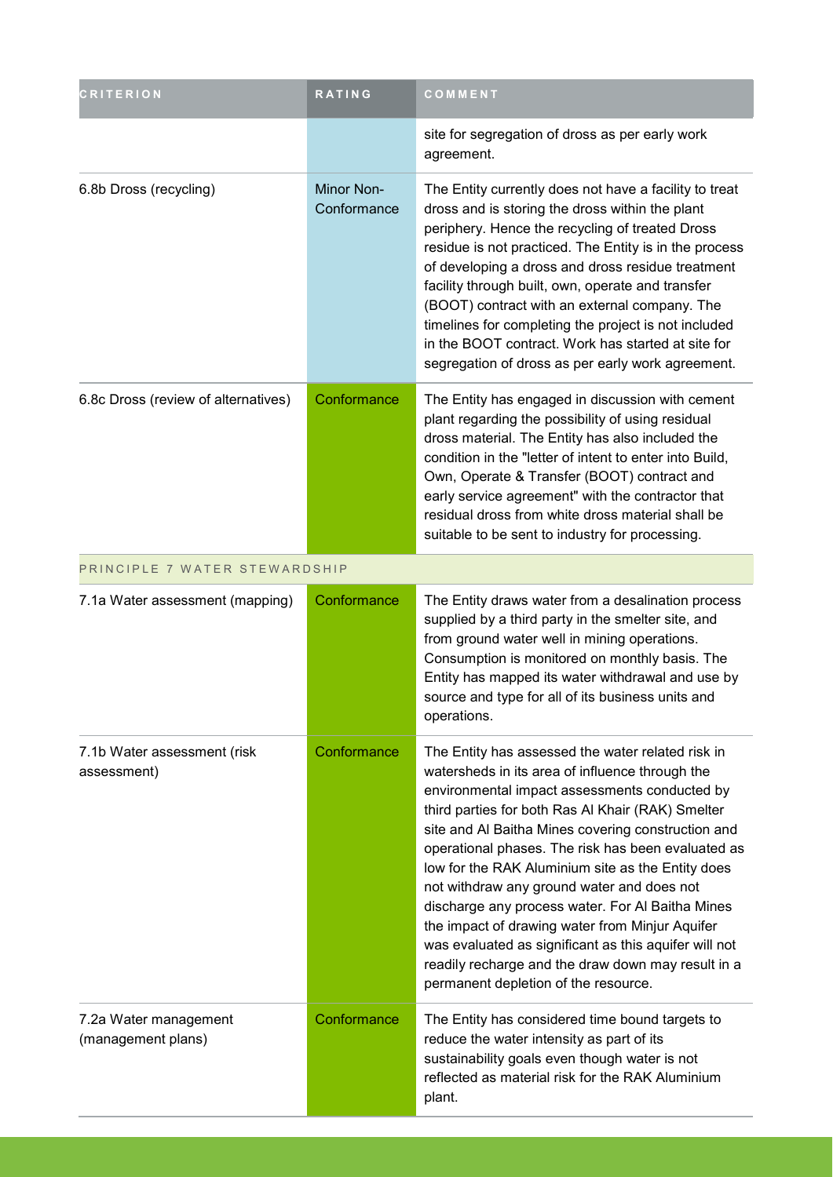| CRITERION | RATING | COMMENT |
| --- | --- | --- |
| | | site for segregation of dross as per early work agreement. |
| 6.8b Dross (recycling) | Minor Non-Conformance | The Entity currently does not have a facility to treat dross and is storing the dross within the plant periphery. Hence the recycling of treated Dross residue is not practiced. The Entity is in the process of developing a dross and dross residue treatment facility through built, own, operate and transfer (BOOT) contract with an external company. The timelines for completing the project is not included in the BOOT contract. Work has started at site for segregation of dross as per early work agreement. |
| 6.8c Dross (review of alternatives) | Conformance | The Entity has engaged in discussion with cement plant regarding the possibility of using residual dross material. The Entity has also included the condition in the "letter of intent to enter into Build, Own, Operate & Transfer (BOOT) contract and early service agreement" with the contractor that residual dross from white dross material shall be suitable to be sent to industry for processing. |
| PRINCIPLE 7 WATER STEWARDSHIP | | |
| 7.1a Water assessment (mapping) | Conformance | The Entity draws water from a desalination process supplied by a third party in the smelter site, and from ground water well in mining operations. Consumption is monitored on monthly basis. The Entity has mapped its water withdrawal and use by source and type for all of its business units and operations. |
| 7.1b Water assessment (risk assessment) | Conformance | The Entity has assessed the water related risk in watersheds in its area of influence through the environmental impact assessments conducted by third parties for both Ras Al Khair (RAK) Smelter site and Al Baitha Mines covering construction and operational phases. The risk has been evaluated as low for the RAK Aluminium site as the Entity does not withdraw any ground water and does not discharge any process water. For Al Baitha Mines the impact of drawing water from Minjur Aquifer was evaluated as significant as this aquifer will not readily recharge and the draw down may result in a permanent depletion of the resource. |
| 7.2a Water management (management plans) | Conformance | The Entity has considered time bound targets to reduce the water intensity as part of its sustainability goals even though water is not reflected as material risk for the RAK Aluminium plant. |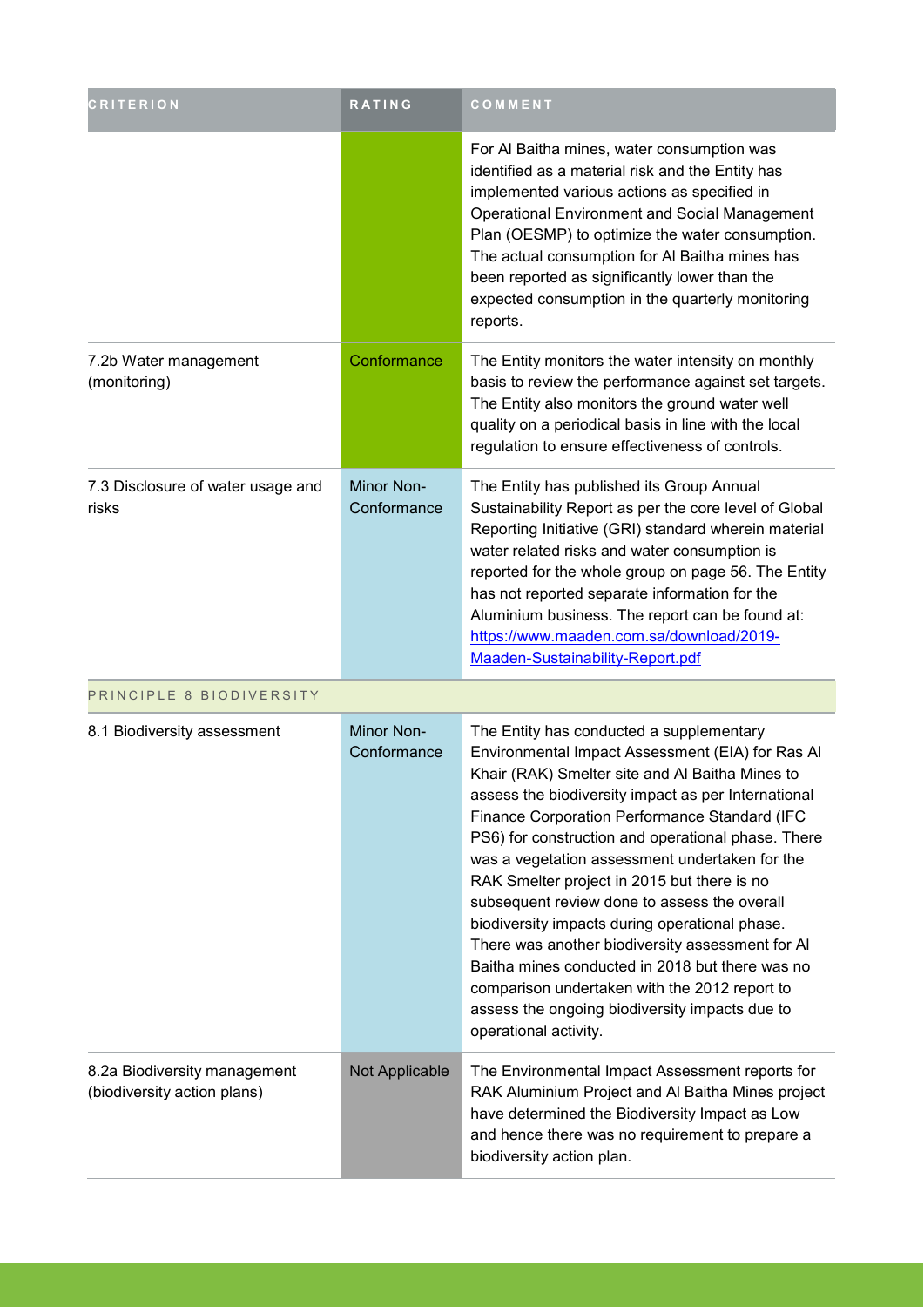| CRITERION | RATING | COMMENT |
| --- | --- | --- |
| |  | For Al Baitha mines, water consumption was identified as a material risk and the Entity has implemented various actions as specified in Operational Environment and Social Management Plan (OESMP) to optimize the water consumption. The actual consumption for Al Baitha mines has been reported as significantly lower than the expected consumption in the quarterly monitoring reports. |
| 7.2b Water management (monitoring) | Conformance | The Entity monitors the water intensity on monthly basis to review the performance against set targets. The Entity also monitors the ground water well quality on a periodical basis in line with the local regulation to ensure effectiveness of controls. |
| 7.3 Disclosure of water usage and risks | Minor Non-Conformance | The Entity has published its Group Annual Sustainability Report as per the core level of Global Reporting Initiative (GRI) standard wherein material water related risks and water consumption is reported for the whole group on page 56. The Entity has not reported separate information for the Aluminium business. The report can be found at: https://www.maaden.com.sa/download/2019-Maaden-Sustainability-Report.pdf |
| PRINCIPLE 8 BIODIVERSITY | | |
| 8.1 Biodiversity assessment | Minor Non-Conformance | The Entity has conducted a supplementary Environmental Impact Assessment (EIA) for Ras Al Khair (RAK) Smelter site and Al Baitha Mines to assess the biodiversity impact as per International Finance Corporation Performance Standard (IFC PS6) for construction and operational phase. There was a vegetation assessment undertaken for the RAK Smelter project in 2015 but there is no subsequent review done to assess the overall biodiversity impacts during operational phase. There was another biodiversity assessment for Al Baitha mines conducted in 2018 but there was no comparison undertaken with the 2012 report to assess the ongoing biodiversity impacts due to operational activity. |
| 8.2a Biodiversity management (biodiversity action plans) | Not Applicable | The Environmental Impact Assessment reports for RAK Aluminium Project and Al Baitha Mines project have determined the Biodiversity Impact as Low and hence there was no requirement to prepare a biodiversity action plan. |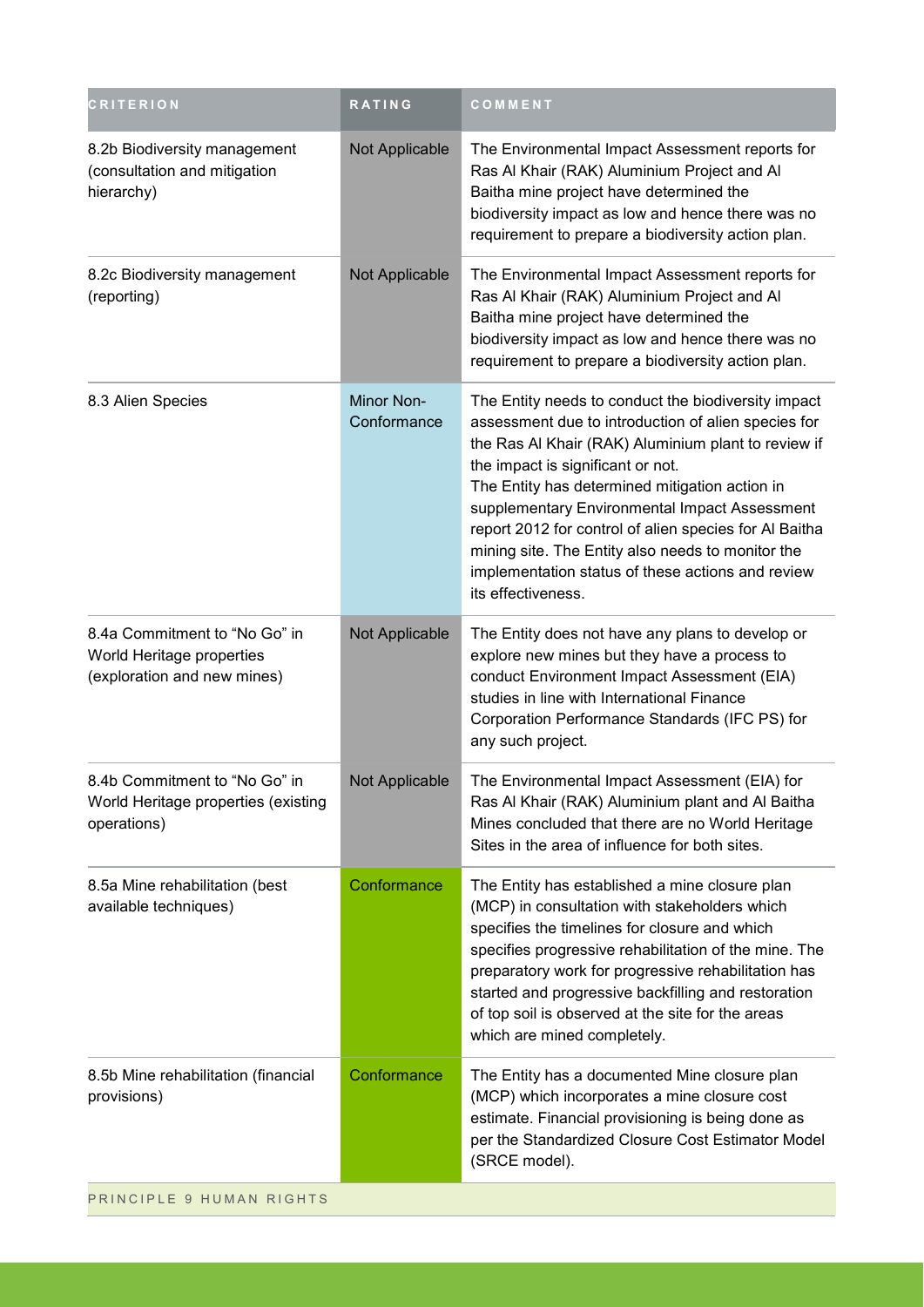| CRITERION | RATING | COMMENT |
|---|---|---|
| 8.2b Biodiversity management (consultation and mitigation hierarchy) | Not Applicable | The Environmental Impact Assessment reports for Ras Al Khair (RAK) Aluminium Project and Al Baitha mine project have determined the biodiversity impact as low and hence there was no requirement to prepare a biodiversity action plan. |
| 8.2c Biodiversity management (reporting) | Not Applicable | The Environmental Impact Assessment reports for Ras Al Khair (RAK) Aluminium Project and Al Baitha mine project have determined the biodiversity impact as low and hence there was no requirement to prepare a biodiversity action plan. |
| 8.3 Alien Species | Minor Non-Conformance | The Entity needs to conduct the biodiversity impact assessment due to introduction of alien species for the Ras Al Khair (RAK) Aluminium plant to review if the impact is significant or not.<br>The Entity has determined mitigation action in supplementary Environmental Impact Assessment report 2012 for control of alien species for Al Baitha mining site. The Entity also needs to monitor the implementation status of these actions and review its effectiveness. |
| 8.4a Commitment to "No Go" in World Heritage properties (exploration and new mines) | Not Applicable | The Entity does not have any plans to develop or explore new mines but they have a process to conduct Environment Impact Assessment (EIA) studies in line with International Finance Corporation Performance Standards (IFC PS) for any such project. |
| 8.4b Commitment to "No Go" in World Heritage properties (existing operations) | Not Applicable | The Environmental Impact Assessment (EIA) for Ras Al Khair (RAK) Aluminium plant and Al Baitha Mines concluded that there are no World Heritage Sites in the area of influence for both sites. |
| 8.5a Mine rehabilitation (best available techniques) | Conformance | The Entity has established a mine closure plan (MCP) in consultation with stakeholders which specifies the timelines for closure and which specifies progressive rehabilitation of the mine. The preparatory work for progressive rehabilitation has started and progressive backfilling and restoration of top soil is observed at the site for the areas which are mined completely. |
| 8.5b Mine rehabilitation (financial provisions) | Conformance | The Entity has a documented Mine closure plan (MCP) which incorporates a mine closure cost estimate. Financial provisioning is being done as per the Standardized Closure Cost Estimator Model (SRCE model). |
| PRINCIPLE 9 HUMAN RIGHTS | | |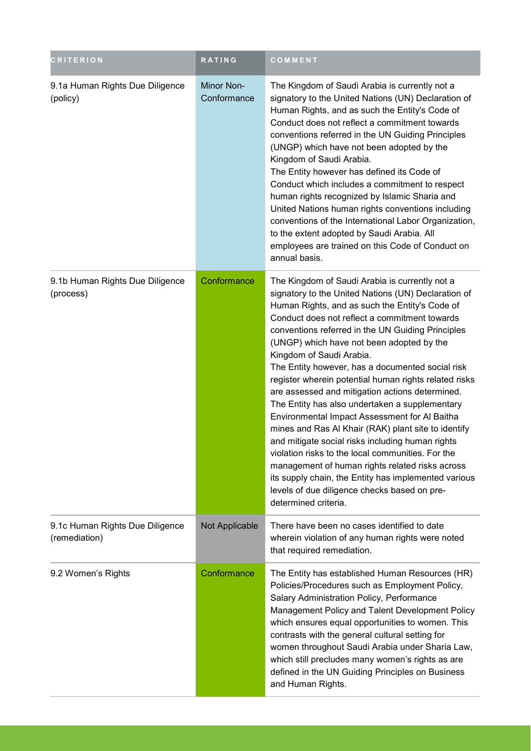| CRITERION | RATING | COMMENT |
|---|---|---|
| 9.1a Human Rights Due Diligence (policy) | Minor Non-Conformance | The Kingdom of Saudi Arabia is currently not a signatory to the United Nations (UN) Declaration of Human Rights, and as such the Entity's Code of Conduct does not reflect a commitment towards conventions referred in the UN Guiding Principles (UNGP) which have not been adopted by the Kingdom of Saudi Arabia.<br>The Entity however has defined its Code of Conduct which includes a commitment to respect human rights recognized by Islamic Sharia and United Nations human rights conventions including conventions of the International Labor Organization, to the extent adopted by Saudi Arabia. All employees are trained on this Code of Conduct on annual basis. |
| 9.1b Human Rights Due Diligence (process) | Conformance | The Kingdom of Saudi Arabia is currently not a signatory to the United Nations (UN) Declaration of Human Rights, and as such the Entity's Code of Conduct does not reflect a commitment towards conventions referred in the UN Guiding Principles (UNGP) which have not been adopted by the Kingdom of Saudi Arabia.<br>The Entity however, has a documented social risk register wherein potential human rights related risks are assessed and mitigation actions determined. The Entity has also undertaken a supplementary Environmental Impact Assessment for Al Baitha mines and Ras Al Khair (RAK) plant site to identify and mitigate social risks including human rights violation risks to the local communities. For the management of human rights related risks across its supply chain, the Entity has implemented various levels of due diligence checks based on pre-determined criteria. |
| 9.1c Human Rights Due Diligence (remediation) | Not Applicable | There have been no cases identified to date wherein violation of any human rights were noted that required remediation. |
| 9.2 Women's Rights | Conformance | The Entity has established Human Resources (HR) Policies/Procedures such as Employment Policy, Salary Administration Policy, Performance Management Policy and Talent Development Policy which ensures equal opportunities to women. This contrasts with the general cultural setting for women throughout Saudi Arabia under Sharia Law, which still precludes many women's rights as are defined in the UN Guiding Principles on Business and Human Rights. |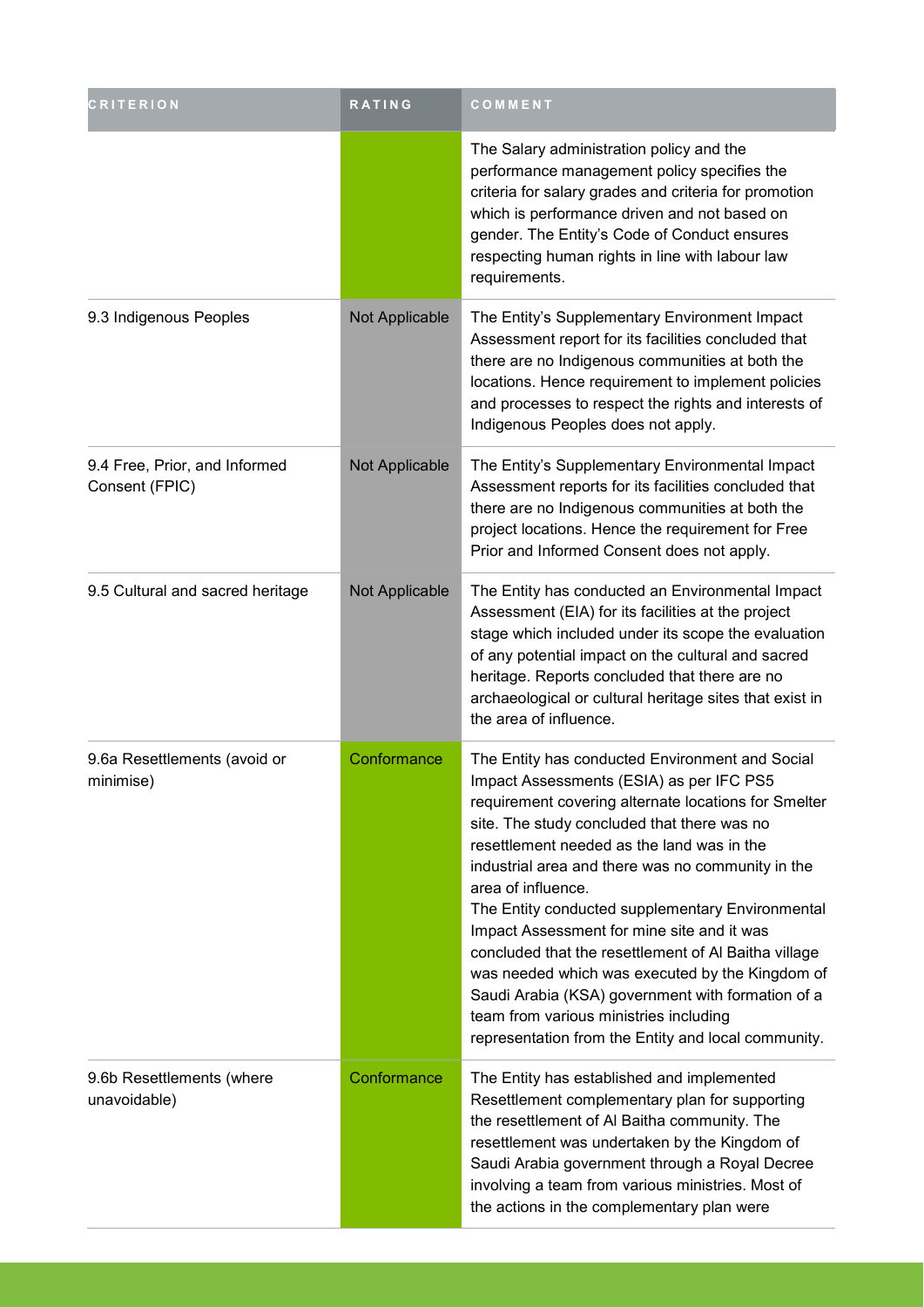| CRITERION | RATING | COMMENT |
|---|---|---|
| | | The Salary administration policy and the performance management policy specifies the criteria for salary grades and criteria for promotion which is performance driven and not based on gender. The Entity's Code of Conduct ensures respecting human rights in line with labour law requirements. |
| 9.3 Indigenous Peoples | Not Applicable | The Entity's Supplementary Environment Impact Assessment report for its facilities concluded that there are no Indigenous communities at both the locations. Hence requirement to implement policies and processes to respect the rights and interests of Indigenous Peoples does not apply. |
| 9.4 Free, Prior, and Informed Consent (FPIC) | Not Applicable | The Entity's Supplementary Environmental Impact Assessment reports for its facilities concluded that there are no Indigenous communities at both the project locations. Hence the requirement for Free Prior and Informed Consent does not apply. |
| 9.5 Cultural and sacred heritage | Not Applicable | The Entity has conducted an Environmental Impact Assessment (EIA) for its facilities at the project stage which included under its scope the evaluation of any potential impact on the cultural and sacred heritage. Reports concluded that there are no archaeological or cultural heritage sites that exist in the area of influence. |
| 9.6a Resettlements (avoid or minimise) | Conformance | The Entity has conducted Environment and Social Impact Assessments (ESIA) as per IFC PS5 requirement covering alternate locations for Smelter site. The study concluded that there was no resettlement needed as the land was in the industrial area and there was no community in the area of influence.<br>The Entity conducted supplementary Environmental Impact Assessment for mine site and it was concluded that the resettlement of Al Baitha village was needed which was executed by the Kingdom of Saudi Arabia (KSA) government with formation of a team from various ministries including representation from the Entity and local community. |
| 9.6b Resettlements (where unavoidable) | Conformance | The Entity has established and implemented Resettlement complementary plan for supporting the resettlement of Al Baitha community. The resettlement was undertaken by the Kingdom of Saudi Arabia government through a Royal Decree involving a team from various ministries. Most of the actions in the complementary plan were |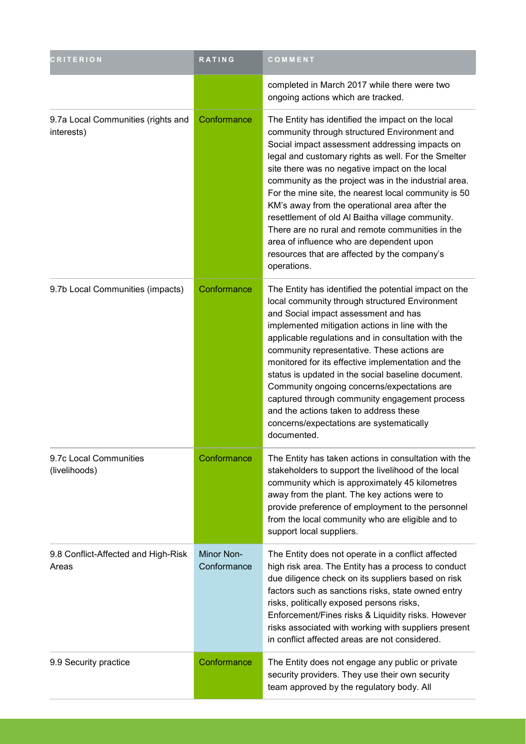| CRITERION | RATING | COMMENT |
| --- | --- | --- |
| | | completed in March 2017 while there were two ongoing actions which are tracked. |
| 9.7a Local Communities (rights and interests) | Conformance | The Entity has identified the impact on the local community through structured Environment and Social impact assessment addressing impacts on legal and customary rights as well. For the Smelter site there was no negative impact on the local community as the project was in the industrial area. For the mine site, the nearest local community is 50 KM's away from the operational area after the resettlement of old Al Baitha village community. There are no rural and remote communities in the area of influence who are dependent upon resources that are affected by the company's operations. |
| 9.7b Local Communities (impacts) | Conformance | The Entity has identified the potential impact on the local community through structured Environment and Social impact assessment and has implemented mitigation actions in line with the applicable regulations and in consultation with the community representative. These actions are monitored for its effective implementation and the status is updated in the social baseline document. Community ongoing concerns/expectations are captured through community engagement process and the actions taken to address these concerns/expectations are systematically documented. |
| 9.7c Local Communities (livelihoods) | Conformance | The Entity has taken actions in consultation with the stakeholders to support the livelihood of the local community which is approximately 45 kilometres away from the plant. The key actions were to provide preference of employment to the personnel from the local community who are eligible and to support local suppliers. |
| 9.8 Conflict-Affected and High-Risk Areas | Minor Non-Conformance | The Entity does not operate in a conflict affected high risk area. The Entity has a process to conduct due diligence check on its suppliers based on risk factors such as sanctions risks, state owned entry risks, politically exposed persons risks, Enforcement/Fines risks & Liquidity risks. However risks associated with working with suppliers present in conflict affected areas are not considered. |
| 9.9 Security practice | Conformance | The Entity does not engage any public or private security providers. They use their own security team approved by the regulatory body. All |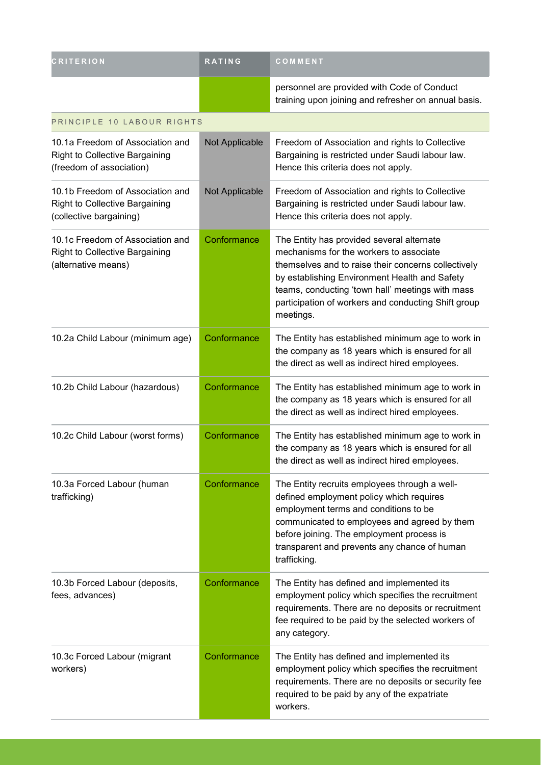| CRITERION | RATING | COMMENT |
| --- | --- | --- |
| | | personnel are provided with Code of Conduct training upon joining and refresher on annual basis. |
| PRINCIPLE 10 LABOUR RIGHTS | | |
| 10.1a Freedom of Association and Right to Collective Bargaining (freedom of association) | Not Applicable | Freedom of Association and rights to Collective Bargaining is restricted under Saudi labour law. Hence this criteria does not apply. |
| 10.1b Freedom of Association and Right to Collective Bargaining (collective bargaining) | Not Applicable | Freedom of Association and rights to Collective Bargaining is restricted under Saudi labour law. Hence this criteria does not apply. |
| 10.1c Freedom of Association and Right to Collective Bargaining (alternative means) | Conformance | The Entity has provided several alternate mechanisms for the workers to associate themselves and to raise their concerns collectively by establishing Environment Health and Safety teams, conducting 'town hall' meetings with mass participation of workers and conducting Shift group meetings. |
| 10.2a Child Labour (minimum age) | Conformance | The Entity has established minimum age to work in the company as 18 years which is ensured for all the direct as well as indirect hired employees. |
| 10.2b Child Labour (hazardous) | Conformance | The Entity has established minimum age to work in the company as 18 years which is ensured for all the direct as well as indirect hired employees. |
| 10.2c Child Labour (worst forms) | Conformance | The Entity has established minimum age to work in the company as 18 years which is ensured for all the direct as well as indirect hired employees. |
| 10.3a Forced Labour (human trafficking) | Conformance | The Entity recruits employees through a well-defined employment policy which requires employment terms and conditions to be communicated to employees and agreed by them before joining. The employment process is transparent and prevents any chance of human trafficking. |
| 10.3b Forced Labour (deposits, fees, advances) | Conformance | The Entity has defined and implemented its employment policy which specifies the recruitment requirements. There are no deposits or recruitment fee required to be paid by the selected workers of any category. |
| 10.3c Forced Labour (migrant workers) | Conformance | The Entity has defined and implemented its employment policy which specifies the recruitment requirements. There are no deposits or security fee required to be paid by any of the expatriate workers. |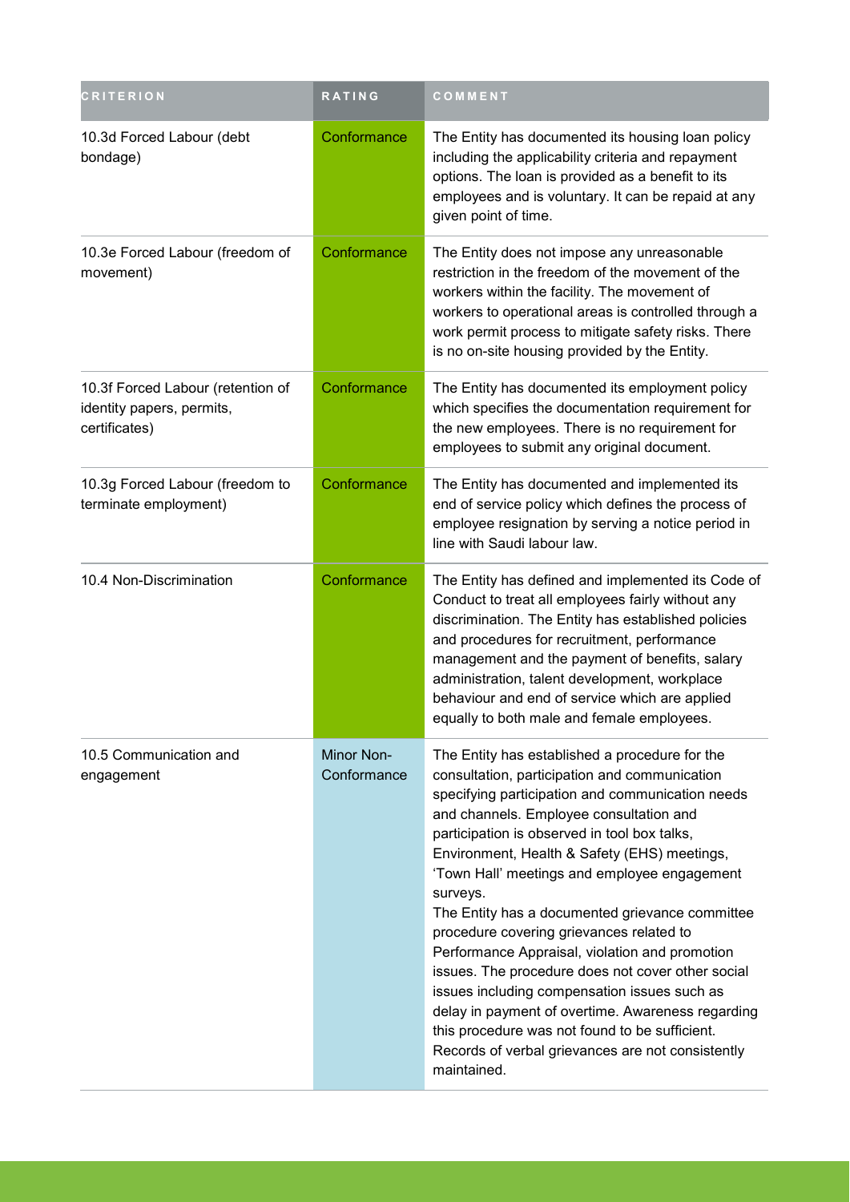| CRITERION | RATING | COMMENT |
| --- | --- | --- |
| 10.3d Forced Labour (debt bondage) | Conformance | The Entity has documented its housing loan policy including the applicability criteria and repayment options. The loan is provided as a benefit to its employees and is voluntary. It can be repaid at any given point of time. |
| 10.3e Forced Labour (freedom of movement) | Conformance | The Entity does not impose any unreasonable restriction in the freedom of the movement of the workers within the facility. The movement of workers to operational areas is controlled through a work permit process to mitigate safety risks. There is no on-site housing provided by the Entity. |
| 10.3f Forced Labour (retention of identity papers, permits, certificates) | Conformance | The Entity has documented its employment policy which specifies the documentation requirement for the new employees. There is no requirement for employees to submit any original document. |
| 10.3g Forced Labour (freedom to terminate employment) | Conformance | The Entity has documented and implemented its end of service policy which defines the process of employee resignation by serving a notice period in line with Saudi labour law. |
| 10.4 Non-Discrimination | Conformance | The Entity has defined and implemented its Code of Conduct to treat all employees fairly without any discrimination. The Entity has established policies and procedures for recruitment, performance management and the payment of benefits, salary administration, talent development, workplace behaviour and end of service which are applied equally to both male and female employees. |
| 10.5 Communication and engagement | Minor Non-Conformance | The Entity has established a procedure for the consultation, participation and communication specifying participation and communication needs and channels. Employee consultation and participation is observed in tool box talks, Environment, Health & Safety (EHS) meetings, 'Town Hall' meetings and employee engagement surveys.<br>The Entity has a documented grievance committee procedure covering grievances related to Performance Appraisal, violation and promotion issues. The procedure does not cover other social issues including compensation issues such as delay in payment of overtime. Awareness regarding this procedure was not found to be sufficient. Records of verbal grievances are not consistently maintained. |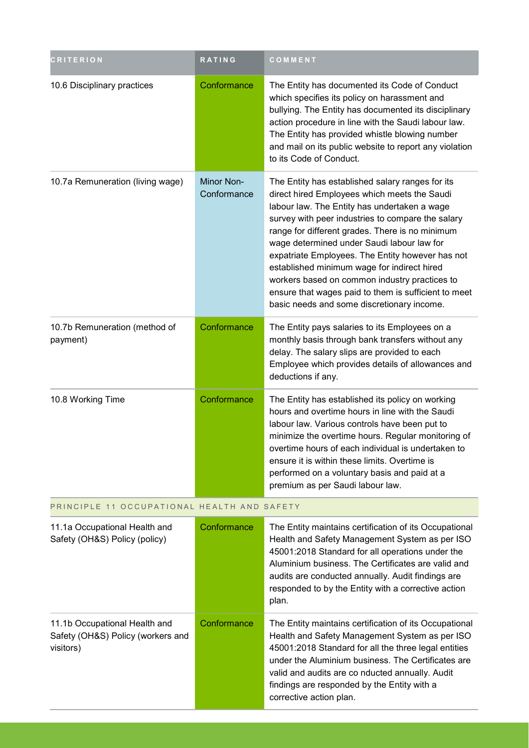| CRITERION | RATING | COMMENT |
| --- | --- | --- |
| 10.6 Disciplinary practices | Conformance | The Entity has documented its Code of Conduct which specifies its policy on harassment and bullying. The Entity has documented its disciplinary action procedure in line with the Saudi labour law. The Entity has provided whistle blowing number and mail on its public website to report any violation to its Code of Conduct. |
| 10.7a Remuneration (living wage) | Minor Non-Conformance | The Entity has established salary ranges for its direct hired Employees which meets the Saudi labour law. The Entity has undertaken a wage survey with peer industries to compare the salary range for different grades. There is no minimum wage determined under Saudi labour law for expatriate Employees. The Entity however has not established minimum wage for indirect hired workers based on common industry practices to ensure that wages paid to them is sufficient to meet basic needs and some discretionary income. |
| 10.7b Remuneration (method of payment) | Conformance | The Entity pays salaries to its Employees on a monthly basis through bank transfers without any delay. The salary slips are provided to each Employee which provides details of allowances and deductions if any. |
| 10.8 Working Time | Conformance | The Entity has established its policy on working hours and overtime hours in line with the Saudi labour law. Various controls have been put to minimize the overtime hours. Regular monitoring of overtime hours of each individual is undertaken to ensure it is within these limits. Overtime is performed on a voluntary basis and paid at a premium as per Saudi labour law. |
| PRINCIPLE 11 OCCUPATIONAL HEALTH AND SAFETY | | |
| 11.1a Occupational Health and Safety (OH&S) Policy (policy) | Conformance | The Entity maintains certification of its Occupational Health and Safety Management System as per ISO 45001:2018 Standard for all operations under the Aluminium business. The Certificates are valid and audits are conducted annually. Audit findings are responded to by the Entity with a corrective action plan. |
| 11.1b Occupational Health and Safety (OH&S) Policy (workers and visitors) | Conformance | The Entity maintains certification of its Occupational Health and Safety Management System as per ISO 45001:2018 Standard for all the three legal entities under the Aluminium business. The Certificates are valid and audits are co nducted annually. Audit findings are responded by the Entity with a corrective action plan. |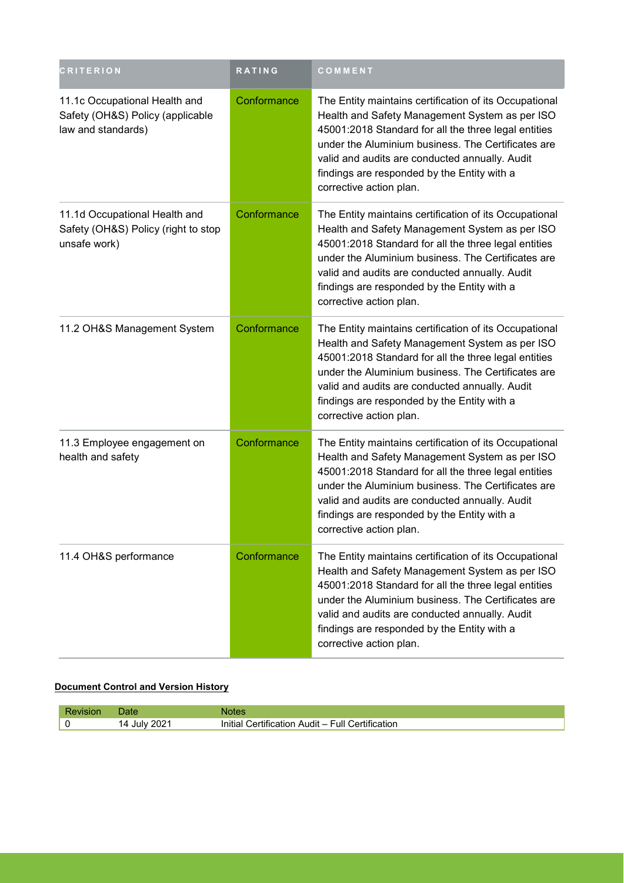| CRITERION | RATING | COMMENT |
|---|---|---|
| 11.1c Occupational Health and Safety (OH&S) Policy (applicable law and standards) | Conformance | The Entity maintains certification of its Occupational Health and Safety Management System as per ISO 45001:2018 Standard for all the three legal entities under the Aluminium business. The Certificates are valid and audits are conducted annually. Audit findings are responded by the Entity with a corrective action plan. |
| 11.1d Occupational Health and Safety (OH&S) Policy (right to stop unsafe work) | Conformance | The Entity maintains certification of its Occupational Health and Safety Management System as per ISO 45001:2018 Standard for all the three legal entities under the Aluminium business. The Certificates are valid and audits are conducted annually. Audit findings are responded by the Entity with a corrective action plan. |
| 11.2 OH&S Management System | Conformance | The Entity maintains certification of its Occupational Health and Safety Management System as per ISO 45001:2018 Standard for all the three legal entities under the Aluminium business. The Certificates are valid and audits are conducted annually. Audit findings are responded by the Entity with a corrective action plan. |
| 11.3 Employee engagement on health and safety | Conformance | The Entity maintains certification of its Occupational Health and Safety Management System as per ISO 45001:2018 Standard for all the three legal entities under the Aluminium business. The Certificates are valid and audits are conducted annually. Audit findings are responded by the Entity with a corrective action plan. |
| 11.4 OH&S performance | Conformance | The Entity maintains certification of its Occupational Health and Safety Management System as per ISO 45001:2018 Standard for all the three legal entities under the Aluminium business. The Certificates are valid and audits are conducted annually. Audit findings are responded by the Entity with a corrective action plan. |

**Document Control and Version History**

| Revision | Date | Notes |
|---|---|---|
| 0 | 14 July 2021 | Initial Certification Audit – Full Certification |